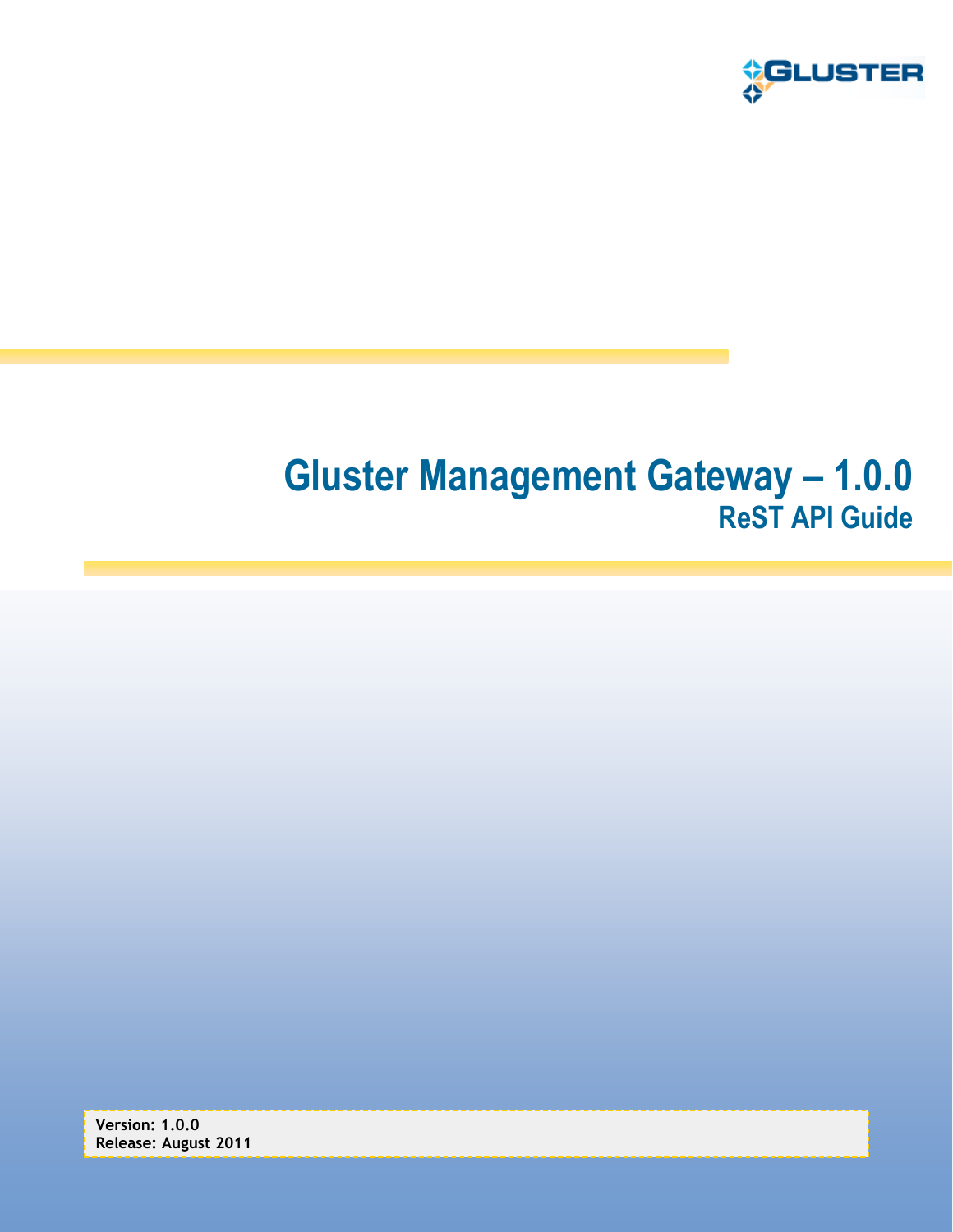GLUSTER

# Gluster Management Gateway – 1.0.0

## ReST API Guide

**Version: 1.0.0**
**Release: August 2011**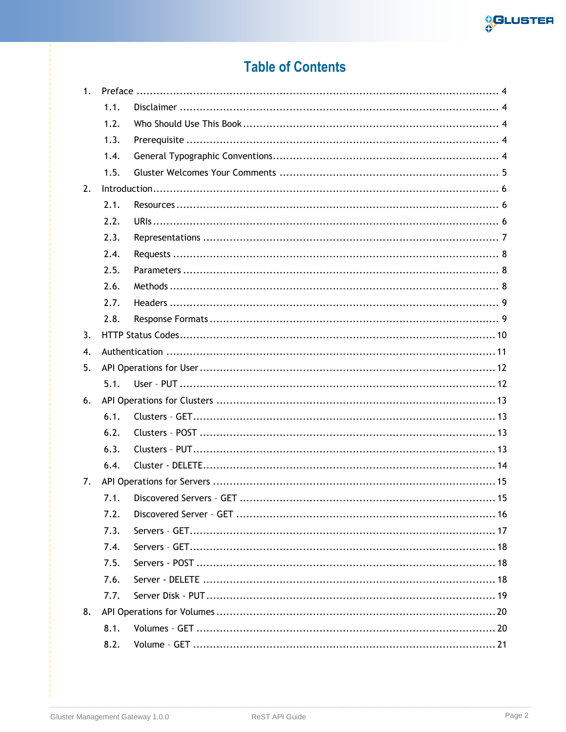# Table of Contents

1. Preface ..... 4
    - 1.1. Disclaimer ..... 4
    - 1.2. Who Should Use This Book ..... 4
    - 1.3. Prerequisite ..... 4
    - 1.4. General Typographic Conventions ..... 4
    - 1.5. Gluster Welcomes Your Comments ..... 5
2. Introduction ..... 6
    - 2.1. Resources ..... 6
    - 2.2. URIs ..... 6
    - 2.3. Representations ..... 7
    - 2.4. Requests ..... 8
    - 2.5. Parameters ..... 8
    - 2.6. Methods ..... 8
    - 2.7. Headers ..... 9
    - 2.8. Response Formats ..... 9
3. HTTP Status Codes ..... 10
4. Authentication ..... 11
5. API Operations for User ..... 12
    - 5.1. User – PUT ..... 12
6. API Operations for Clusters ..... 13
    - 6.1. Clusters – GET ..... 13
    - 6.2. Clusters – POST ..... 13
    - 6.3. Clusters – PUT ..... 13
    - 6.4. Cluster - DELETE ..... 14
7. API Operations for Servers ..... 15
    - 7.1. Discovered Servers – GET ..... 15
    - 7.2. Discovered Server – GET ..... 16
    - 7.3. Servers – GET ..... 17
    - 7.4. Servers – GET ..... 18
    - 7.5. Servers - POST ..... 18
    - 7.6. Server - DELETE ..... 18
    - 7.7. Server Disk - PUT ..... 19
8. API Operations for Volumes ..... 20
    - 8.1. Volumes – GET ..... 20
    - 8.2. Volume – GET ..... 21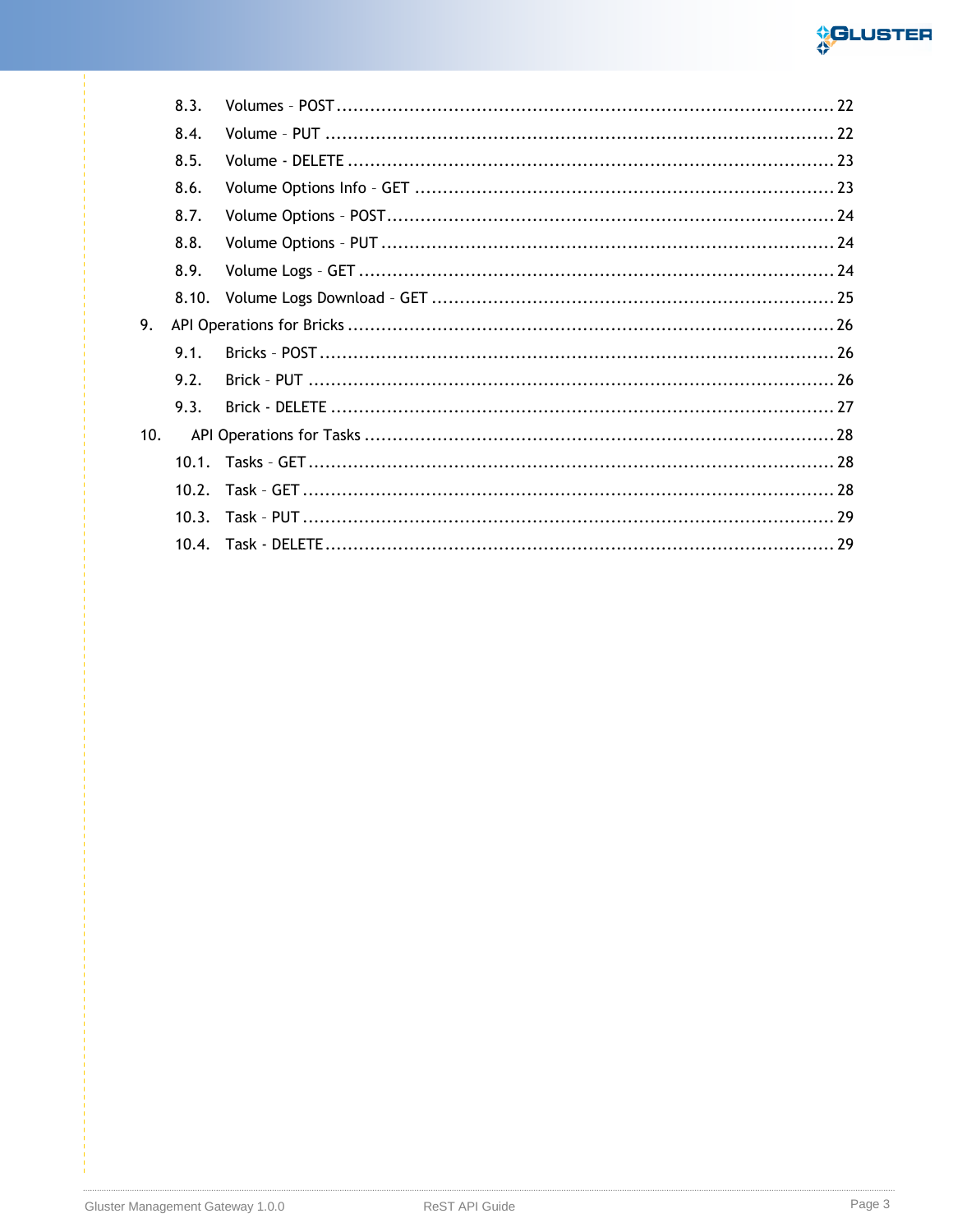- 8.3. Volumes – POST ........................................................................................ 22
- 8.4. Volume – PUT .......................................................................................... 22
- 8.5. Volume - DELETE ...................................................................................... 23
- 8.6. Volume Options Info – GET ......................................................................... 23
- 8.7. Volume Options – POST ............................................................................... 24
- 8.8. Volume Options – PUT ................................................................................ 24
- 8.9. Volume Logs – GET .................................................................................... 24
- 8.10. Volume Logs Download – GET ..................................................................... 25

9. API Operations for Bricks ....................................................................................... 26
   - 9.1. Bricks – POST ............................................................................................ 26
   - 9.2. Brick – PUT ............................................................................................... 26
   - 9.3. Brick - DELETE ........................................................................................... 27

10. API Operations for Tasks ..................................................................................... 28
    - 10.1. Tasks – GET ............................................................................................. 28
    - 10.2. Task – GET ............................................................................................... 28
    - 10.3. Task – PUT ............................................................................................... 29
    - 10.4. Task - DELETE .......................................................................................... 29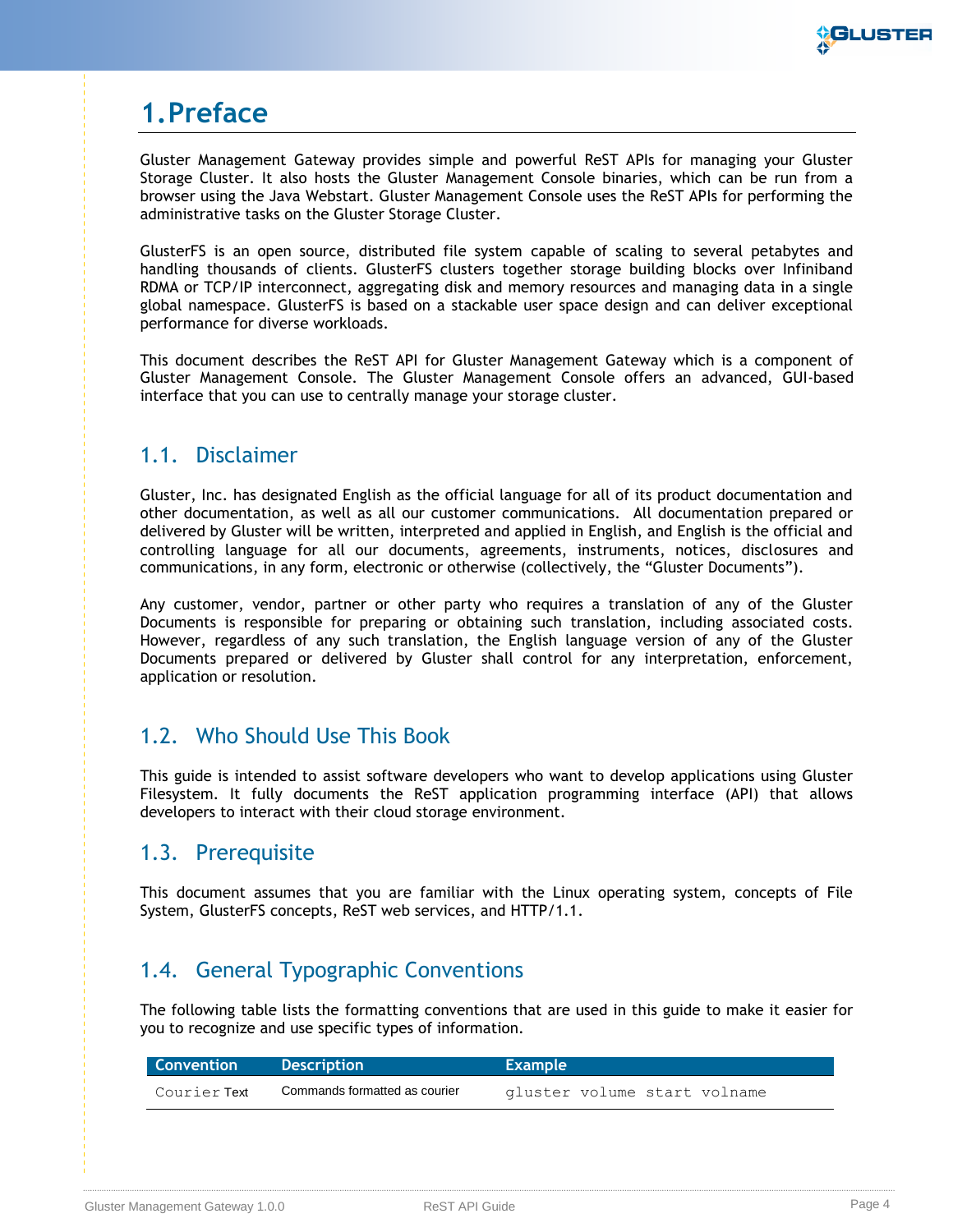# 1. Preface

Gluster Management Gateway provides simple and powerful ReST APIs for managing your Gluster Storage Cluster. It also hosts the Gluster Management Console binaries, which can be run from a browser using the Java Webstart. Gluster Management Console uses the ReST APIs for performing the administrative tasks on the Gluster Storage Cluster.

GlusterFS is an open source, distributed file system capable of scaling to several petabytes and handling thousands of clients. GlusterFS clusters together storage building blocks over Infiniband RDMA or TCP/IP interconnect, aggregating disk and memory resources and managing data in a single global namespace. GlusterFS is based on a stackable user space design and can deliver exceptional performance for diverse workloads.

This document describes the ReST API for Gluster Management Gateway which is a component of Gluster Management Console. The Gluster Management Console offers an advanced, GUI-based interface that you can use to centrally manage your storage cluster.

## 1.1. Disclaimer

Gluster, Inc. has designated English as the official language for all of its product documentation and other documentation, as well as all our customer communications. All documentation prepared or delivered by Gluster will be written, interpreted and applied in English, and English is the official and controlling language for all our documents, agreements, instruments, notices, disclosures and communications, in any form, electronic or otherwise (collectively, the “Gluster Documents”).

Any customer, vendor, partner or other party who requires a translation of any of the Gluster Documents is responsible for preparing or obtaining such translation, including associated costs. However, regardless of any such translation, the English language version of any of the Gluster Documents prepared or delivered by Gluster shall control for any interpretation, enforcement, application or resolution.

## 1.2. Who Should Use This Book

This guide is intended to assist software developers who want to develop applications using Gluster Filesystem. It fully documents the ReST application programming interface (API) that allows developers to interact with their cloud storage environment.

## 1.3. Prerequisite

This document assumes that you are familiar with the Linux operating system, concepts of File System, GlusterFS concepts, ReST web services, and HTTP/1.1.

## 1.4. General Typographic Conventions

The following table lists the formatting conventions that are used in this guide to make it easier for you to recognize and use specific types of information.

| Convention | Description | Example |
|---|---|---|
| `Courier` Text | Commands formatted as courier | `gluster volume start volname` |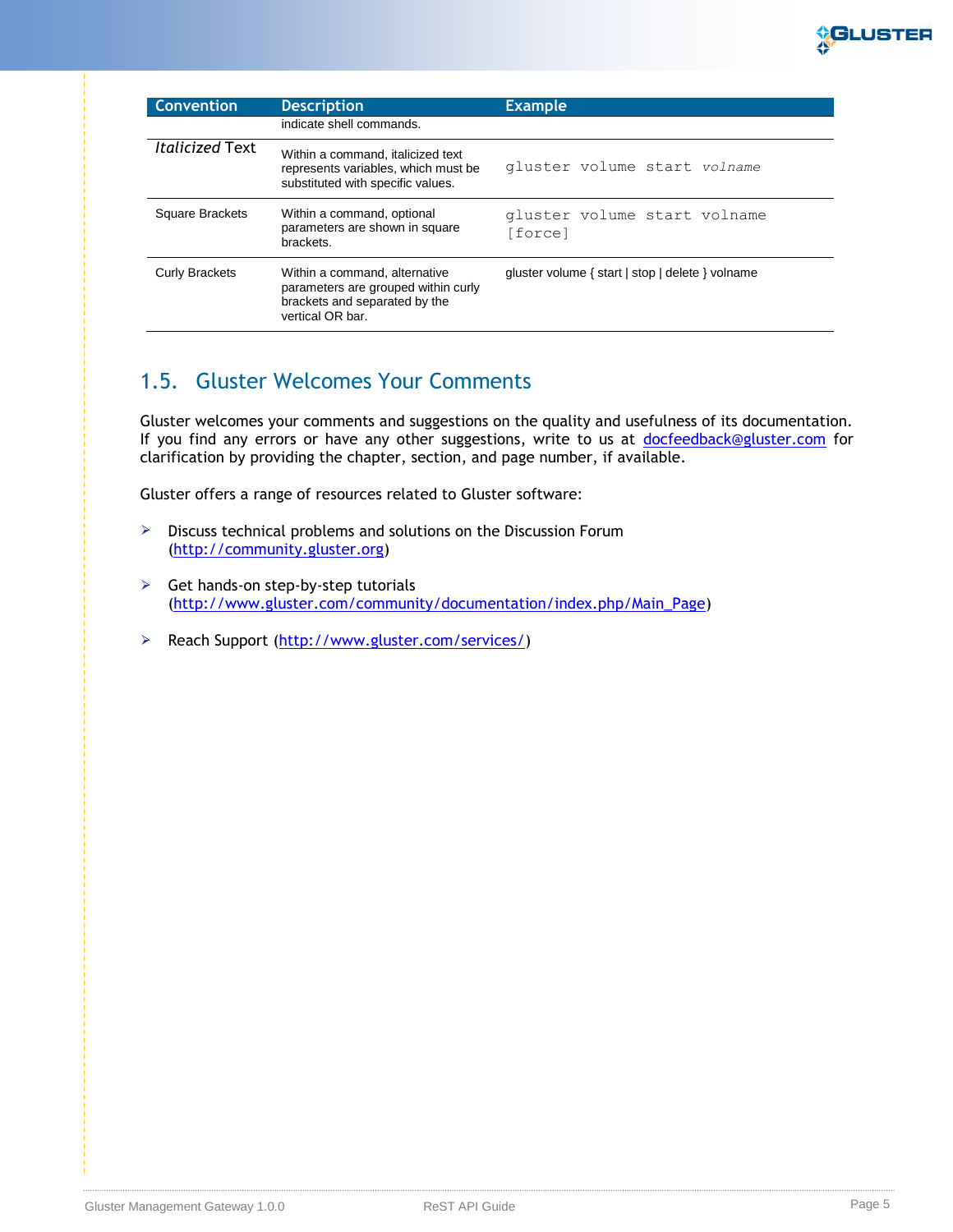| Convention | Description | Example |
| --- | --- | --- |
| | indicate shell commands. | |
| *Italicized* Text | Within a command, italicized text represents variables, which must be substituted with specific values. | `gluster volume start` *`volname`* |
| Square Brackets | Within a command, optional parameters are shown in square brackets. | `gluster volume start volname [force]` |
| Curly Brackets | Within a command, alternative parameters are grouped within curly brackets and separated by the vertical OR bar. | gluster volume { start \| stop \| delete } volname |

## 1.5. Gluster Welcomes Your Comments

Gluster welcomes your comments and suggestions on the quality and usefulness of its documentation. If you find any errors or have any other suggestions, write to us at docfeedback@gluster.com for clarification by providing the chapter, section, and page number, if available.

Gluster offers a range of resources related to Gluster software:

- Discuss technical problems and solutions on the Discussion Forum (http://community.gluster.org)
- Get hands-on step-by-step tutorials (http://www.gluster.com/community/documentation/index.php/Main_Page)
- Reach Support (http://www.gluster.com/services/)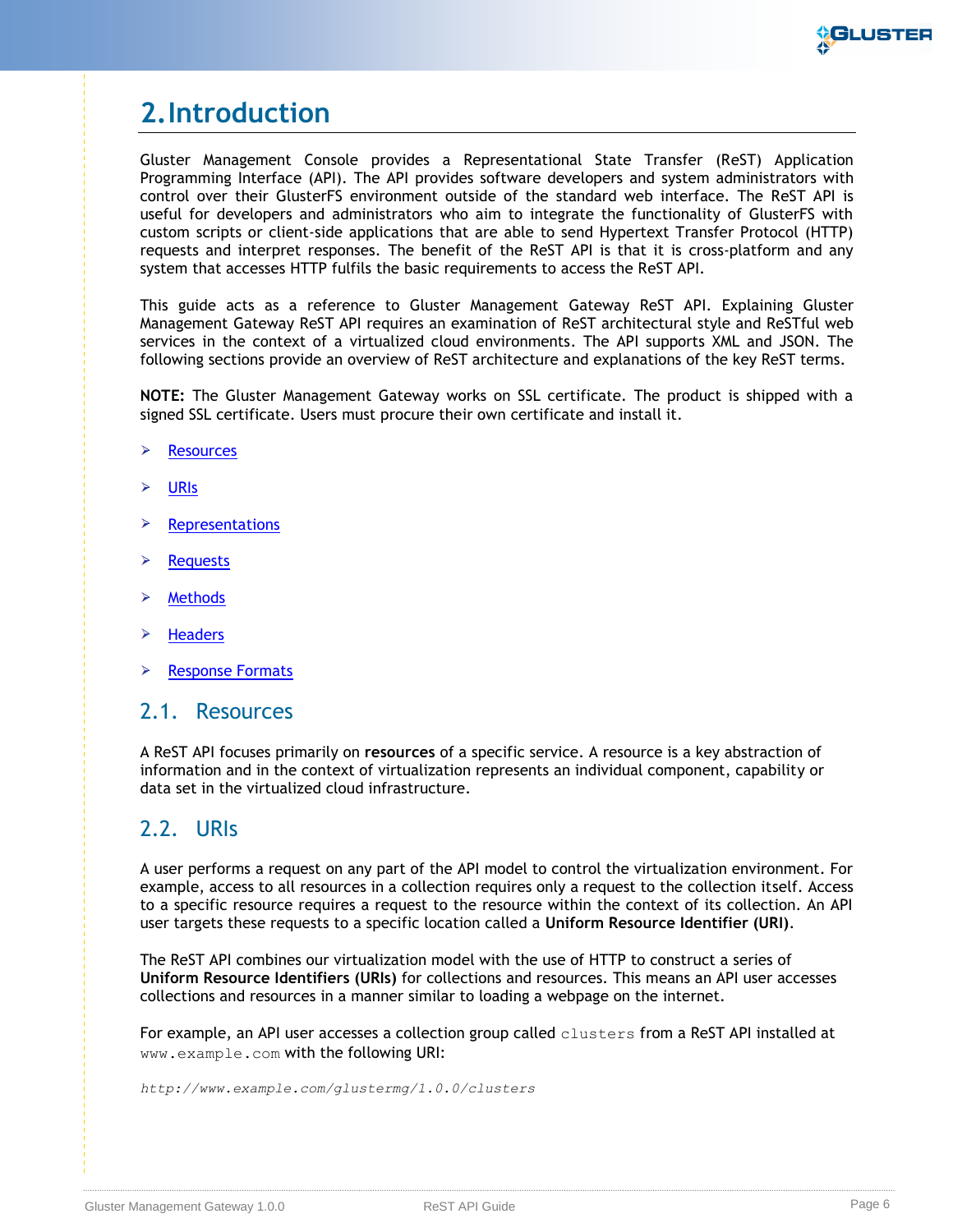# 2. Introduction

Gluster Management Console provides a Representational State Transfer (ReST) Application Programming Interface (API). The API provides software developers and system administrators with control over their GlusterFS environment outside of the standard web interface. The ReST API is useful for developers and administrators who aim to integrate the functionality of GlusterFS with custom scripts or client-side applications that are able to send Hypertext Transfer Protocol (HTTP) requests and interpret responses. The benefit of the ReST API is that it is cross-platform and any system that accesses HTTP fulfils the basic requirements to access the ReST API.

This guide acts as a reference to Gluster Management Gateway ReST API. Explaining Gluster Management Gateway ReST API requires an examination of ReST architectural style and ReSTful web services in the context of a virtualized cloud environments. The API supports XML and JSON. The following sections provide an overview of ReST architecture and explanations of the key ReST terms.

**NOTE:** The Gluster Management Gateway works on SSL certificate. The product is shipped with a signed SSL certificate. Users must procure their own certificate and install it.

- Resources
- URIs
- Representations
- Requests
- Methods
- Headers
- Response Formats

## 2.1. Resources

A ReST API focuses primarily on **resources** of a specific service. A resource is a key abstraction of information and in the context of virtualization represents an individual component, capability or data set in the virtualized cloud infrastructure.

## 2.2. URIs

A user performs a request on any part of the API model to control the virtualization environment. For example, access to all resources in a collection requires only a request to the collection itself. Access to a specific resource requires a request to the resource within the context of its collection. An API user targets these requests to a specific location called a **Uniform Resource Identifier (URI)**.

The ReST API combines our virtualization model with the use of HTTP to construct a series of **Uniform Resource Identifiers (URIs)** for collections and resources. This means an API user accesses collections and resources in a manner similar to loading a webpage on the internet.

For example, an API user accesses a collection group called `clusters` from a ReST API installed at `www.example.com` with the following URI:

```
http://www.example.com/glustermg/1.0.0/clusters
```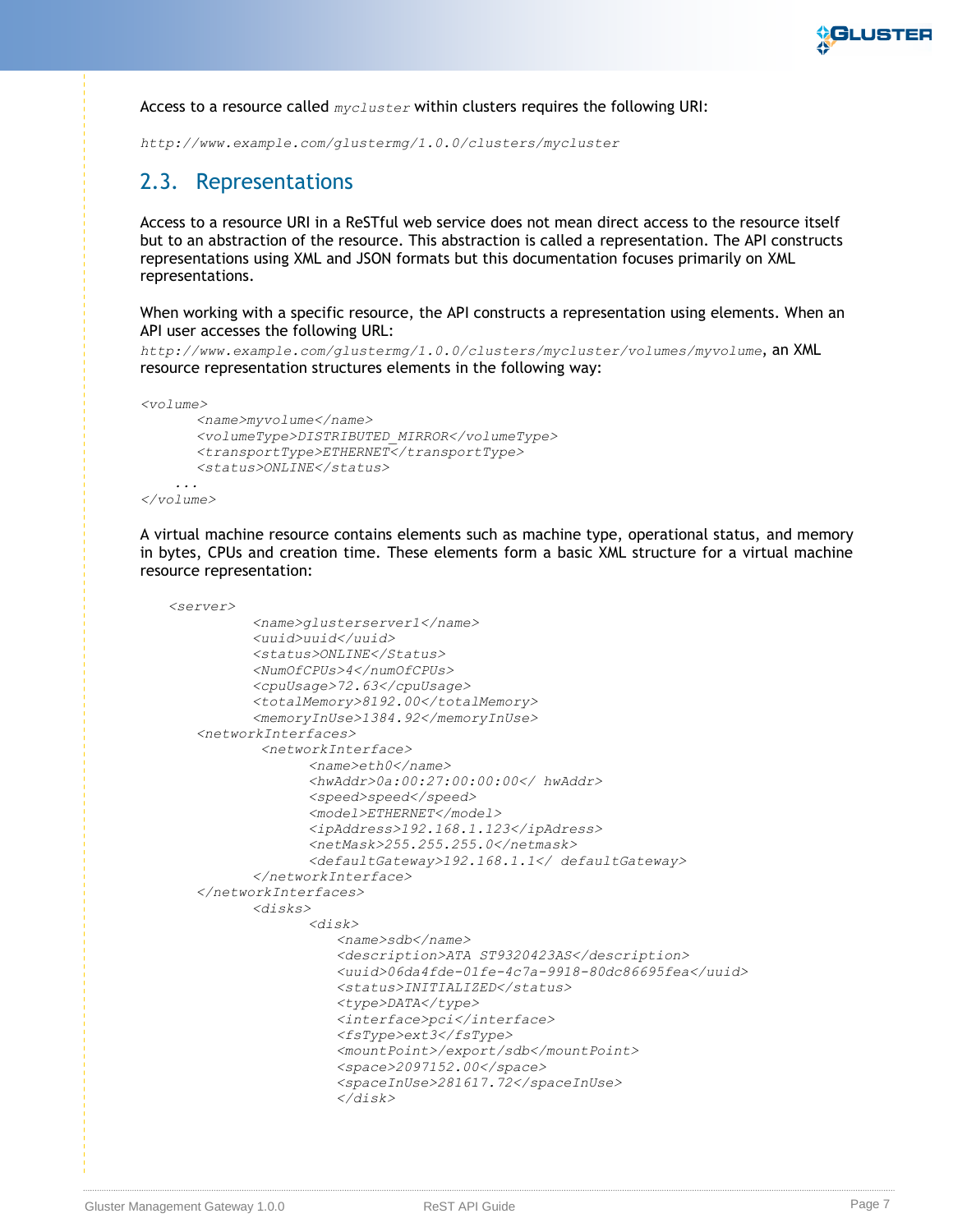Access to a resource called *mycluster* within clusters requires the following URI:

*http://www.example.com/glustermg/1.0.0/clusters/mycluster*

## 2.3. Representations

Access to a resource URI in a ReSTful web service does not mean direct access to the resource itself but to an abstraction of the resource. This abstraction is called a representation. The API constructs representations using XML and JSON formats but this documentation focuses primarily on XML representations.

When working with a specific resource, the API constructs a representation using elements. When an API user accesses the following URL:
*http://www.example.com/glustermg/1.0.0/clusters/mycluster/volumes/myvolume*, an XML resource representation structures elements in the following way:

```
<volume>
        <name>myvolume</name>
        <volumeType>DISTRIBUTED_MIRROR</volumeType>
        <transportType>ETHERNET</transportType>
        <status>ONLINE</status>
    ...
</volume>
```

A virtual machine resource contains elements such as machine type, operational status, and memory in bytes, CPUs and creation time. These elements form a basic XML structure for a virtual machine resource representation:

```
    <server>
                <name>glusterserver1</name>
                <uuid>uuid</uuid>
                <status>ONLINE</Status>
                <NumOfCPUs>4</numOfCPUs>
                <cpuUsage>72.63</cpuUsage>
                <totalMemory>8192.00</totalMemory>
                <memoryInUse>1384.92</memoryInUse>
        <networkInterfaces>
                 <networkInterface>
                        <name>eth0</name>
                        <hwAddr>0a:00:27:00:00:00</ hwAddr>
                        <speed>speed</speed>
                        <model>ETHERNET</model>
                        <ipAddress>192.168.1.123</ipAdress>
                        <netMask>255.255.255.0</netmask>
                        <defaultGateway>192.168.1.1</ defaultGateway>
                </networkInterface>
        </networkInterfaces>
                <disks>
                        <disk>
                            <name>sdb</name>
                            <description>ATA ST9320423AS</description>
                            <uuid>06da4fde-01fe-4c7a-9918-80dc86695fea</uuid>
                            <status>INITIALIZED</status>
                            <type>DATA</type>
                            <interface>pci</interface>
                            <fsType>ext3</fsType>
                            <mountPoint>/export/sdb</mountPoint>
                            <space>2097152.00</space>
                            <spaceInUse>281617.72</spaceInUse>
                            </disk>
```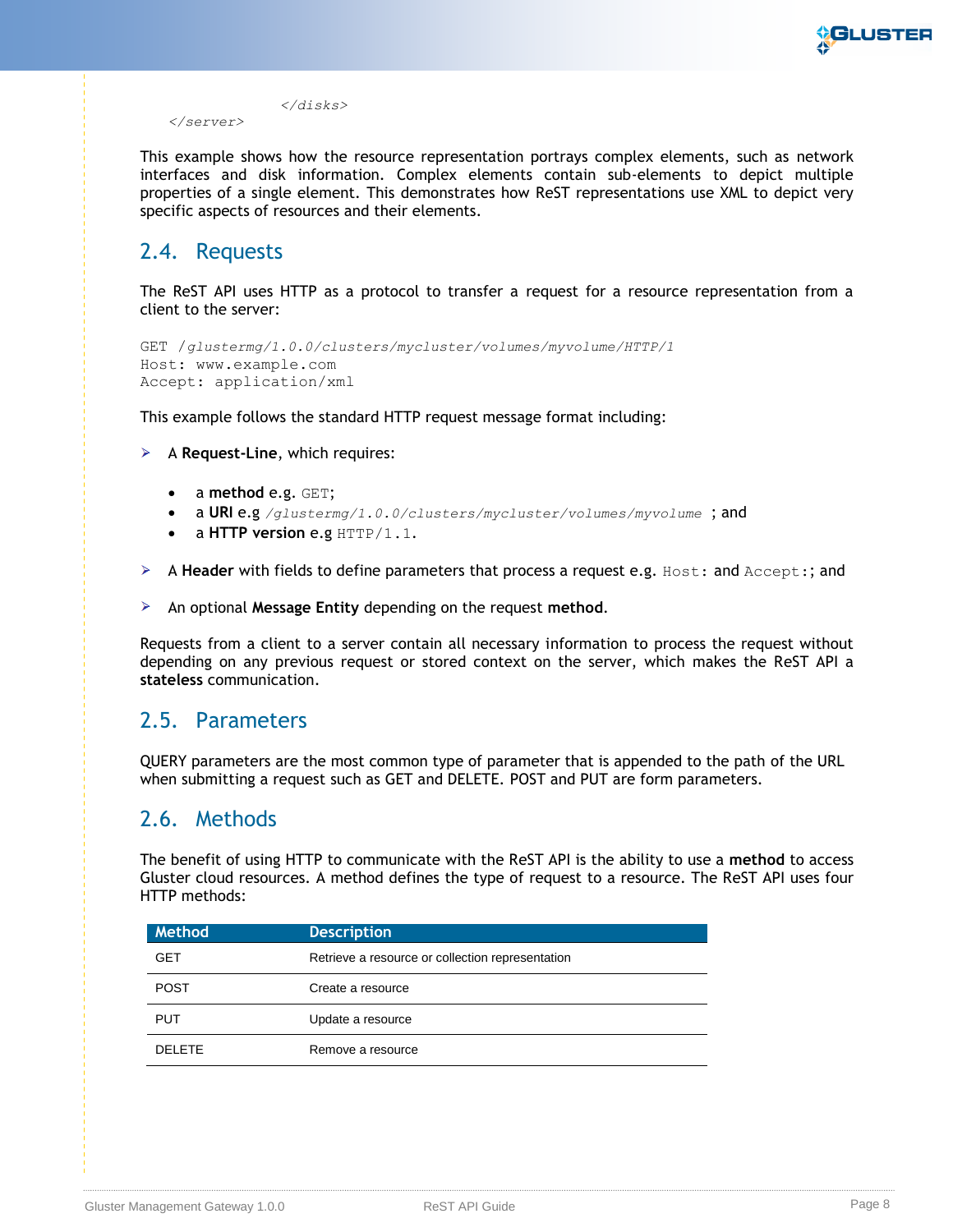```
                </disks>
    </server>
```

This example shows how the resource representation portrays complex elements, such as network interfaces and disk information. Complex elements contain sub-elements to depict multiple properties of a single element. This demonstrates how ReST representations use XML to depict very specific aspects of resources and their elements.

## 2.4. Requests

The ReST API uses HTTP as a protocol to transfer a request for a resource representation from a client to the server:

```
GET /glustermg/1.0.0/clusters/mycluster/volumes/myvolume/HTTP/1
Host: www.example.com
Accept: application/xml
```

This example follows the standard HTTP request message format including:

- A **Request-Line**, which requires:
  - a **method** e.g. `GET`;
  - a **URI** e.g `/glustermg/1.0.0/clusters/mycluster/volumes/myvolume` ; and
  - a **HTTP version** e.g `HTTP/1.1`.
- A **Header** with fields to define parameters that process a request e.g. `Host:` and `Accept:`; and
- An optional **Message Entity** depending on the request **method**.

Requests from a client to a server contain all necessary information to process the request without depending on any previous request or stored context on the server, which makes the ReST API a **stateless** communication.

## 2.5. Parameters

QUERY parameters are the most common type of parameter that is appended to the path of the URL when submitting a request such as GET and DELETE. POST and PUT are form parameters.

## 2.6. Methods

The benefit of using HTTP to communicate with the ReST API is the ability to use a **method** to access Gluster cloud resources. A method defines the type of request to a resource. The ReST API uses four HTTP methods:

| Method | Description |
|---|---|
| GET | Retrieve a resource or collection representation |
| POST | Create a resource |
| PUT | Update a resource |
| DELETE | Remove a resource |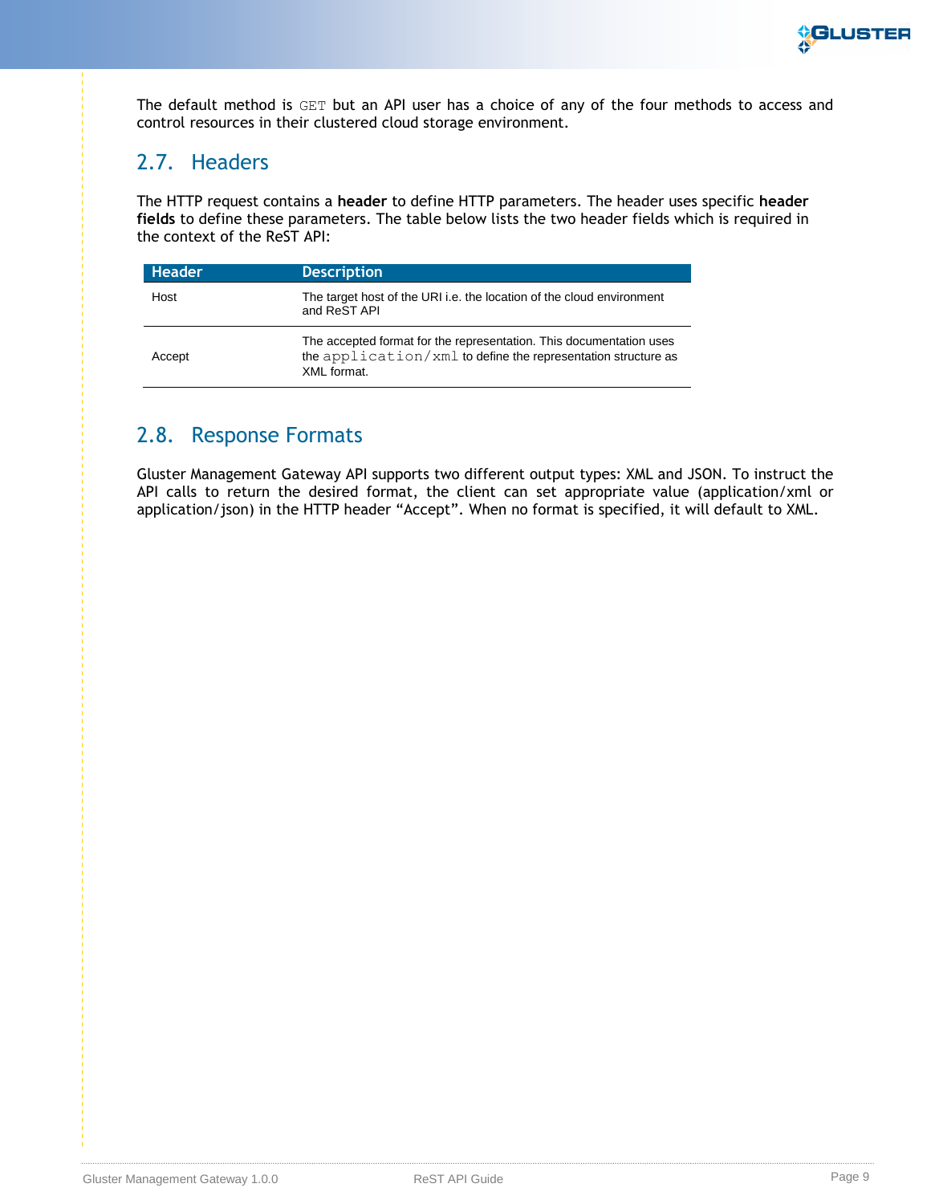The default method is `GET` but an API user has a choice of any of the four methods to access and control resources in their clustered cloud storage environment.

## 2.7. Headers

The HTTP request contains a **header** to define HTTP parameters. The header uses specific **header fields** to define these parameters. The table below lists the two header fields which is required in the context of the ReST API:

| Header | Description |
|---|---|
| Host | The target host of the URI i.e. the location of the cloud environment and ReST API |
| Accept | The accepted format for the representation. This documentation uses the `application/xml` to define the representation structure as XML format. |

## 2.8. Response Formats

Gluster Management Gateway API supports two different output types: XML and JSON. To instruct the API calls to return the desired format, the client can set appropriate value (application/xml or application/json) in the HTTP header “Accept”. When no format is specified, it will default to XML.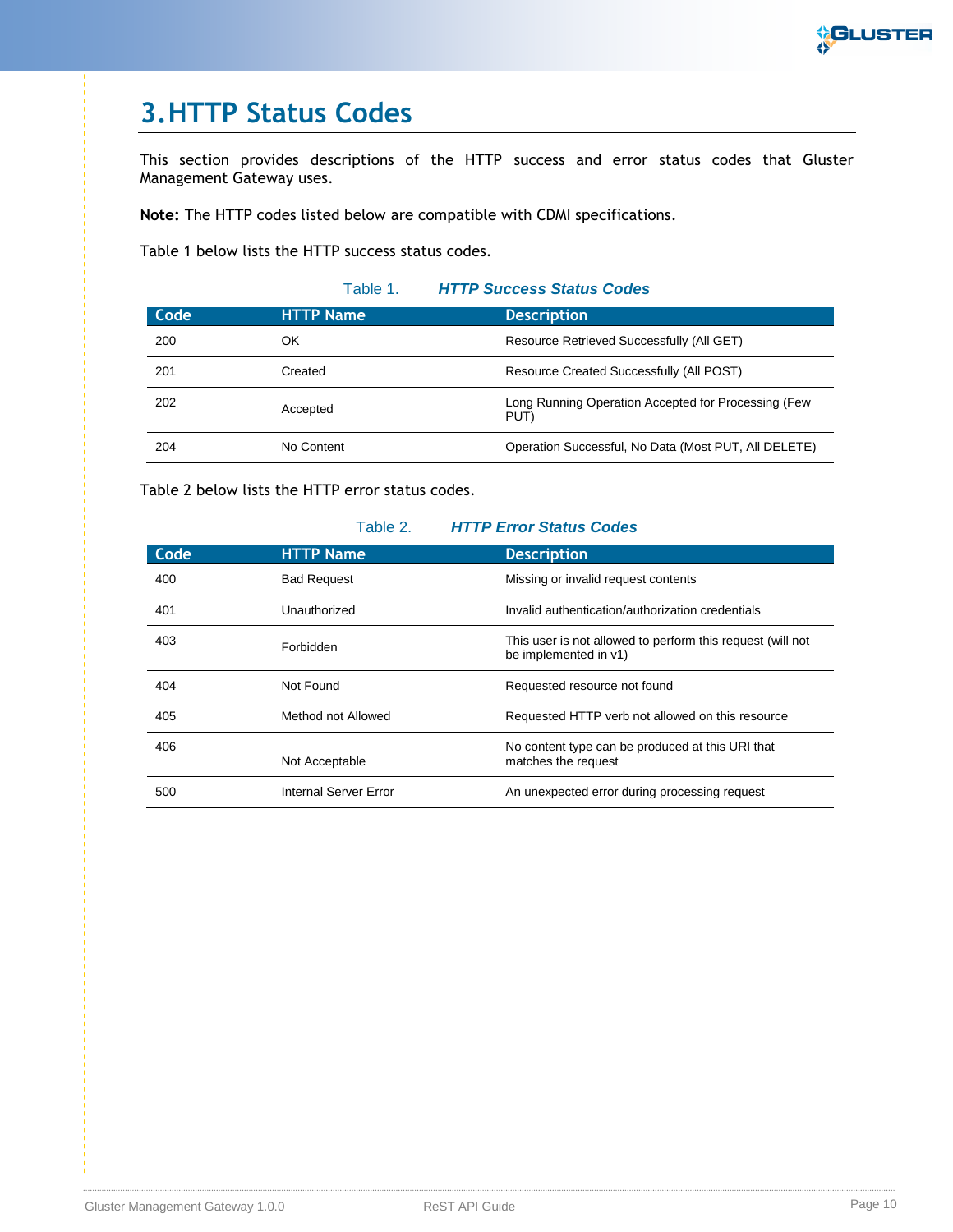# 3. HTTP Status Codes

This section provides descriptions of the HTTP success and error status codes that Gluster Management Gateway uses.

**Note:** The HTTP codes listed below are compatible with CDMI specifications.

Table 1 below lists the HTTP success status codes.

Table 1. ***HTTP Success Status Codes***

| Code | HTTP Name | Description |
|---|---|---|
| 200 | OK | Resource Retrieved Successfully (All GET) |
| 201 | Created | Resource Created Successfully (All POST) |
| 202 | Accepted | Long Running Operation Accepted for Processing (Few PUT) |
| 204 | No Content | Operation Successful, No Data (Most PUT, All DELETE) |

Table 2 below lists the HTTP error status codes.

Table 2. ***HTTP Error Status Codes***

| Code | HTTP Name | Description |
|---|---|---|
| 400 | Bad Request | Missing or invalid request contents |
| 401 | Unauthorized | Invalid authentication/authorization credentials |
| 403 | Forbidden | This user is not allowed to perform this request (will not be implemented in v1) |
| 404 | Not Found | Requested resource not found |
| 405 | Method not Allowed | Requested HTTP verb not allowed on this resource |
| 406 | Not Acceptable | No content type can be produced at this URI that matches the request |
| 500 | Internal Server Error | An unexpected error during processing request |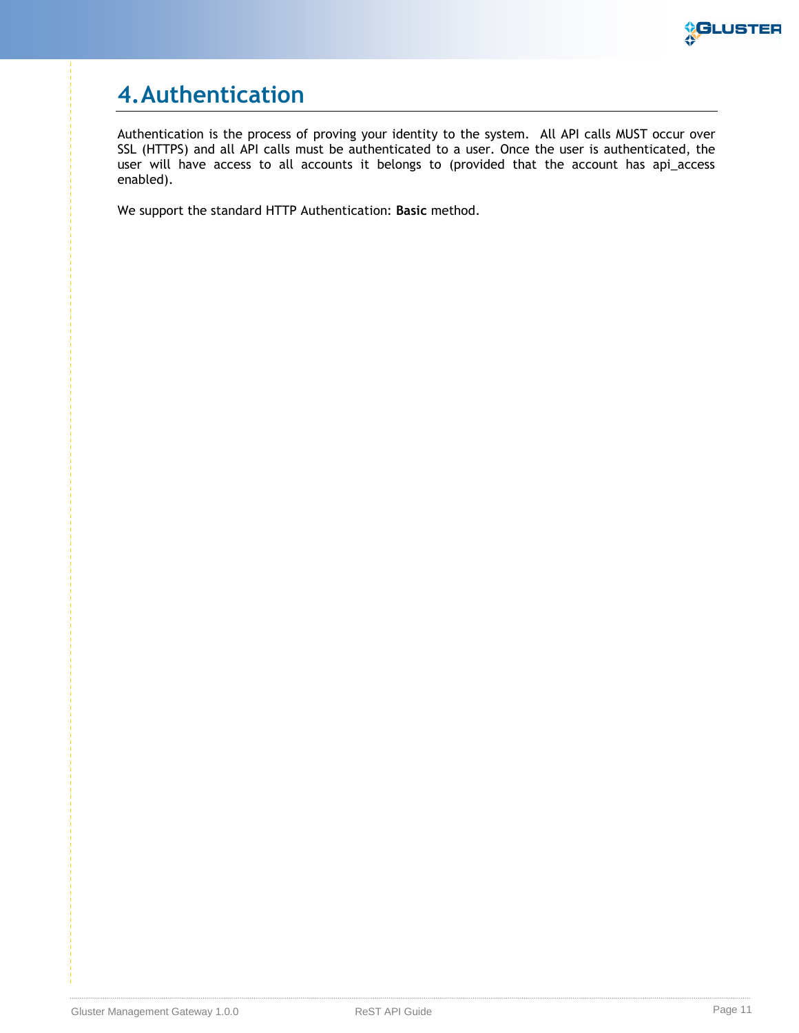# 4. Authentication

Authentication is the process of proving your identity to the system. All API calls MUST occur over SSL (HTTPS) and all API calls must be authenticated to a user. Once the user is authenticated, the user will have access to all accounts it belongs to (provided that the account has api_access enabled).

We support the standard HTTP Authentication: **Basic** method.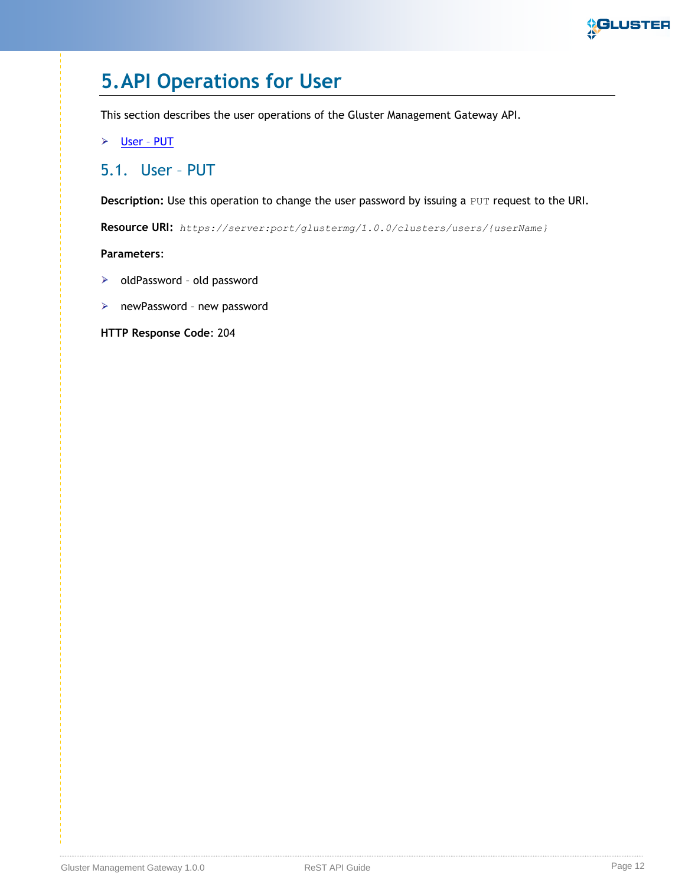# 5. API Operations for User

This section describes the user operations of the Gluster Management Gateway API.

- User – PUT

## 5.1. User – PUT

**Description:** Use this operation to change the user password by issuing a `PUT` request to the URI.

**Resource URI:** *`https://server:port/glustermg/1.0.0/clusters/users/{userName}`*

**Parameters**:

- oldPassword – old password
- newPassword – new password

**HTTP Response Code**: 204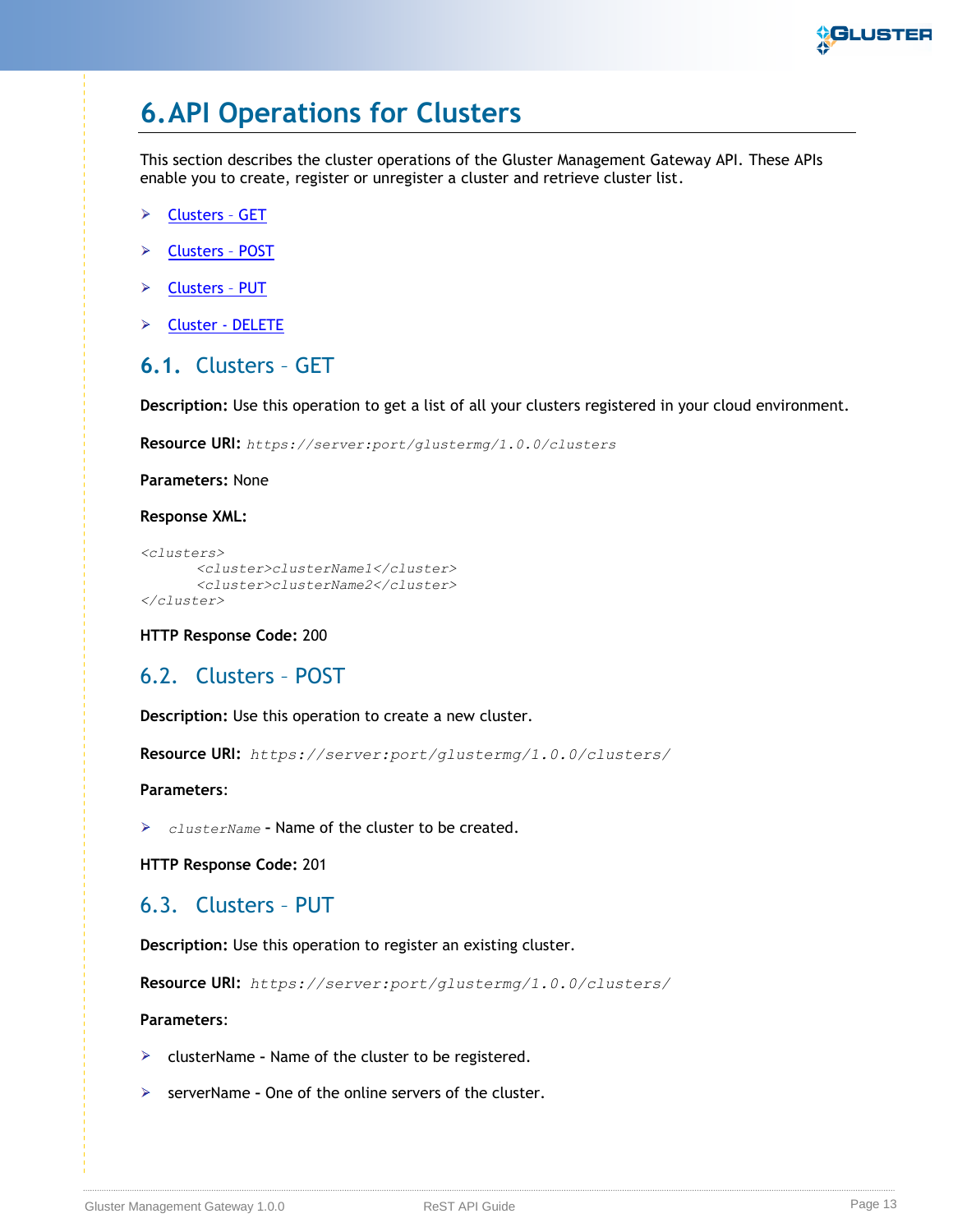# 6. API Operations for Clusters

This section describes the cluster operations of the Gluster Management Gateway API. These APIs enable you to create, register or unregister a cluster and retrieve cluster list.

- Clusters – GET
- Clusters – POST
- Clusters – PUT
- Cluster - DELETE

## 6.1. Clusters – GET

**Description:** Use this operation to get a list of all your clusters registered in your cloud environment.

**Resource URI:** *https://server:port/glustermg/1.0.0/clusters*

**Parameters:** None

**Response XML:**

```
<clusters>
       <cluster>clusterName1</cluster>
       <cluster>clusterName2</cluster>
</cluster>
```

**HTTP Response Code:** 200

## 6.2. Clusters – POST

**Description:** Use this operation to create a new cluster.

**Resource URI:** *https://server:port/glustermg/1.0.0/clusters/*

**Parameters**:

- *clusterName* - Name of the cluster to be created.

**HTTP Response Code:** 201

## 6.3. Clusters – PUT

**Description:** Use this operation to register an existing cluster.

**Resource URI:** *https://server:port/glustermg/1.0.0/clusters/*

**Parameters**:

- clusterName - Name of the cluster to be registered.
- serverName - One of the online servers of the cluster.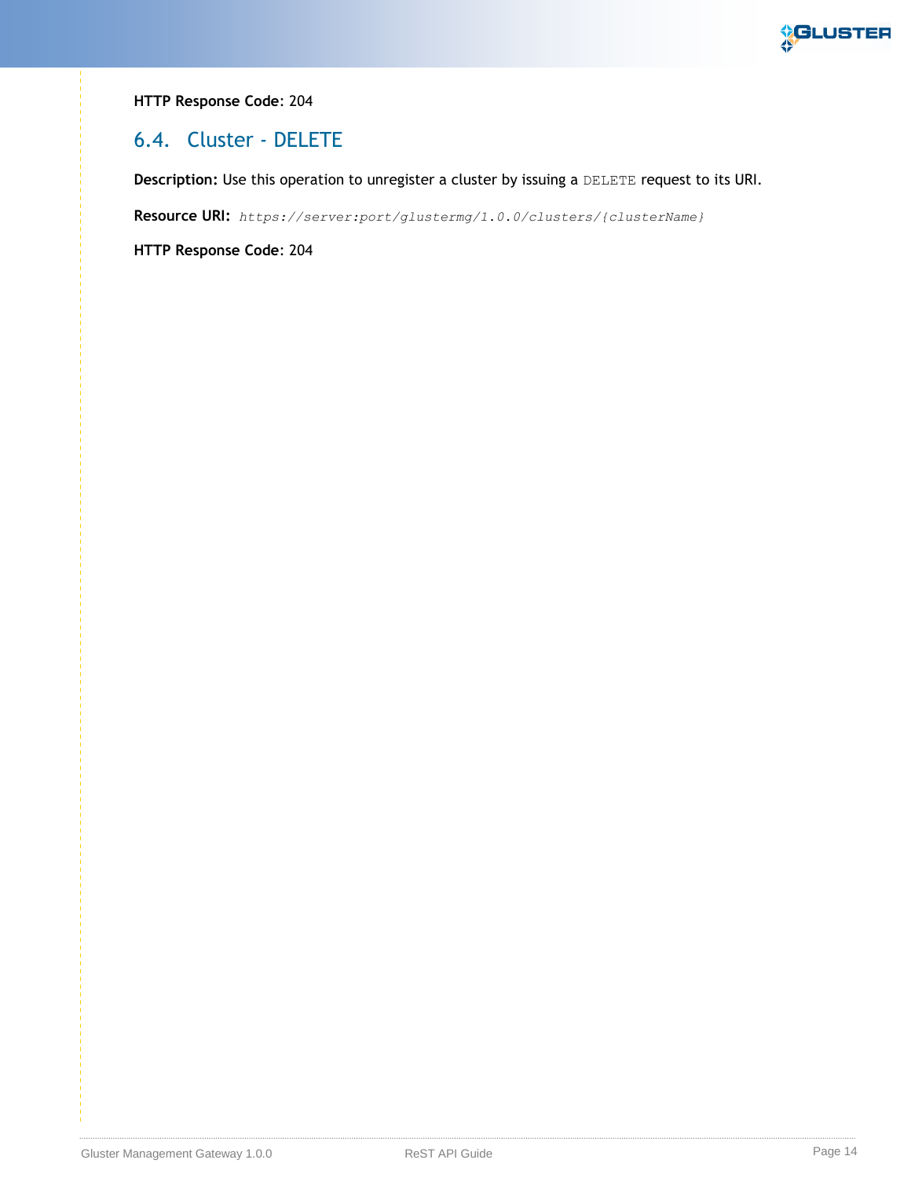**HTTP Response Code**: 204

## 6.4. Cluster - DELETE

**Description:** Use this operation to unregister a cluster by issuing a `DELETE` request to its URI.

**Resource URI:** *`https://server:port/glustermg/1.0.0/clusters/{clusterName}`*

**HTTP Response Code**: 204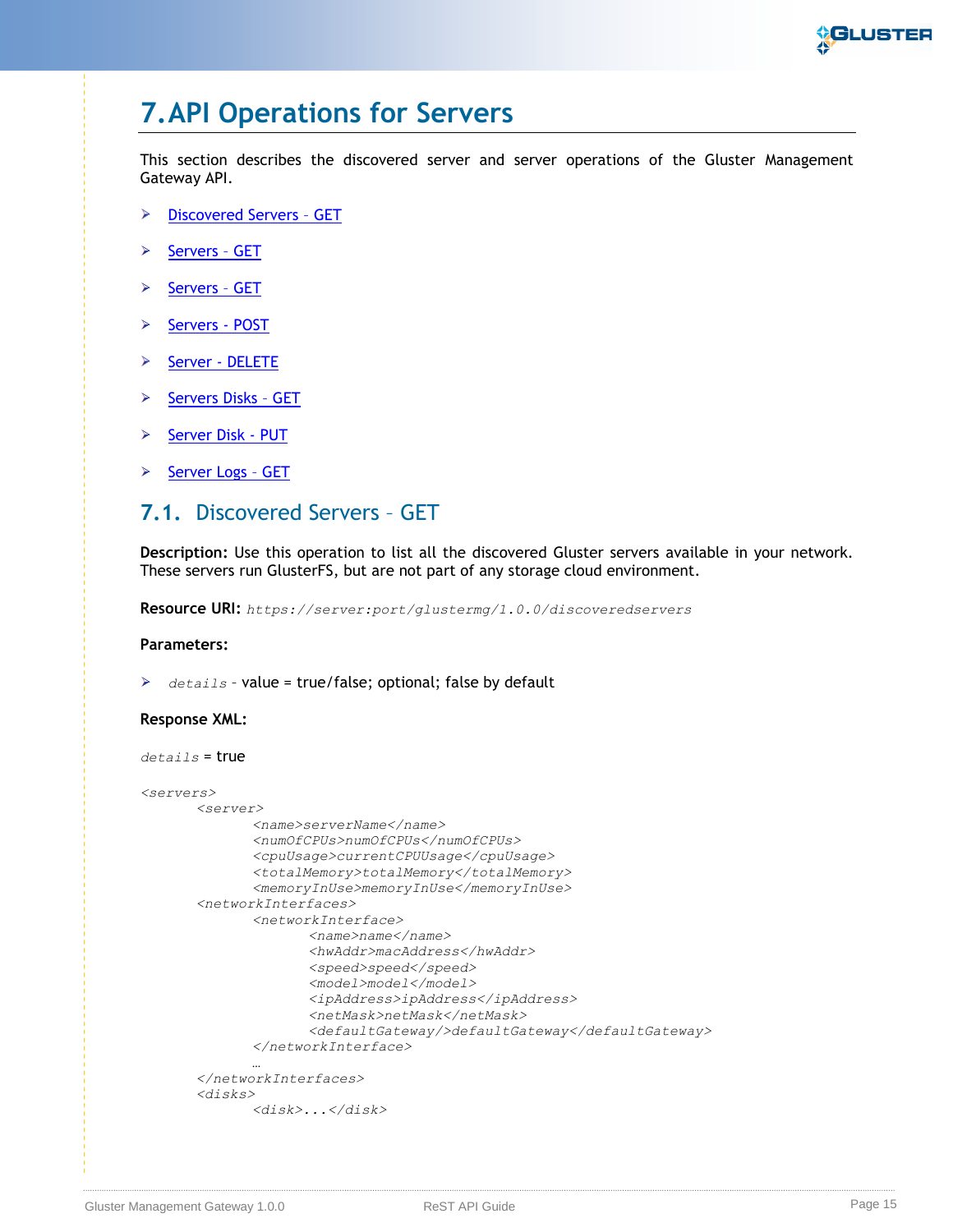# 7. API Operations for Servers

This section describes the discovered server and server operations of the Gluster Management Gateway API.

- Discovered Servers – GET
- Servers – GET
- Servers – GET
- Servers - POST
- Server - DELETE
- Servers Disks – GET
- Server Disk - PUT
- Server Logs – GET

## 7.1. Discovered Servers – GET

**Description:** Use this operation to list all the discovered Gluster servers available in your network. These servers run GlusterFS, but are not part of any storage cloud environment.

**Resource URI:** *https://server:port/glustermg/1.0.0/discoveredservers*

**Parameters:**

- *details* – value = true/false; optional; false by default

**Response XML:**

*details* = true

```
<servers>
	<server>
		<name>serverName</name>
		<numOfCPUs>numOfCPUs</numOfCPUs>
		<cpuUsage>currentCPUUsage</cpuUsage>
		<totalMemory>totalMemory</totalMemory>
		<memoryInUse>memoryInUse</memoryInUse>
	<networkInterfaces>
		<networkInterface>
			<name>name</name>
			<hwAddr>macAddress</hwAddr>
			<speed>speed</speed>
			<model>model</model>
			<ipAddress>ipAddress</ipAddress>
			<netMask>netMask</netMask>
			<defaultGateway/>defaultGateway</defaultGateway>
		</networkInterface>
		…
	</networkInterfaces>
	<disks>
		<disk>...</disk>
```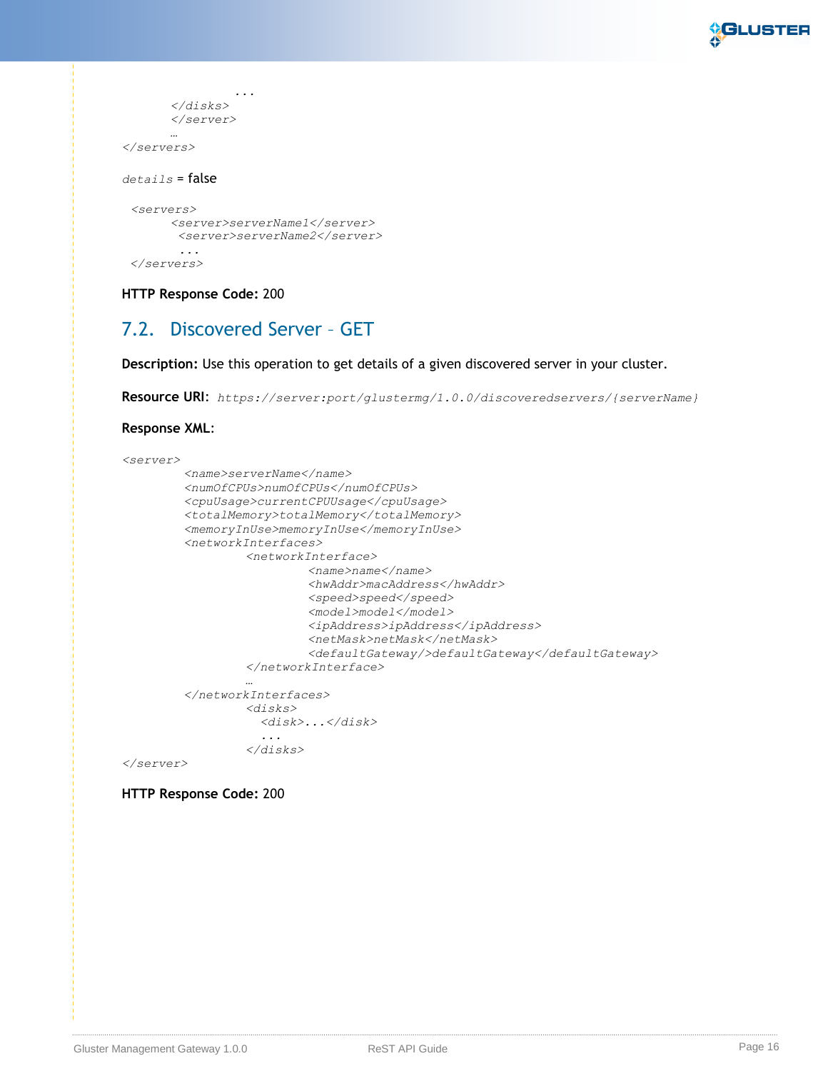```
                ...
        </disks>
        </server>
        …
</servers>
```

*details* = false

```
<servers>
       <server>serverName1</server>
        <server>serverName2</server>
        ...
</servers>
```

**HTTP Response Code:** 200

## 7.2. Discovered Server – GET

**Description:** Use this operation to get details of a given discovered server in your cluster.

**Resource URI**: *https://server:port/glustermg/1.0.0/discoveredservers/{serverName}*

**Response XML**:

```
<server>
        <name>serverName</name>
        <numOfCPUs>numOfCPUs</numOfCPUs>
        <cpuUsage>currentCPUUsage</cpuUsage>
        <totalMemory>totalMemory</totalMemory>
        <memoryInUse>memoryInUse</memoryInUse>
        <networkInterfaces>
                <networkInterface>
                        <name>name</name>
                        <hwAddr>macAddress</hwAddr>
                        <speed>speed</speed>
                        <model>model</model>
                        <ipAddress>ipAddress</ipAddress>
                        <netMask>netMask</netMask>
                        <defaultGateway/>defaultGateway</defaultGateway>
                </networkInterface>
                …
        </networkInterfaces>
                <disks>
                  <disk>...</disk>
                  ...
                </disks>
</server>
```

**HTTP Response Code:** 200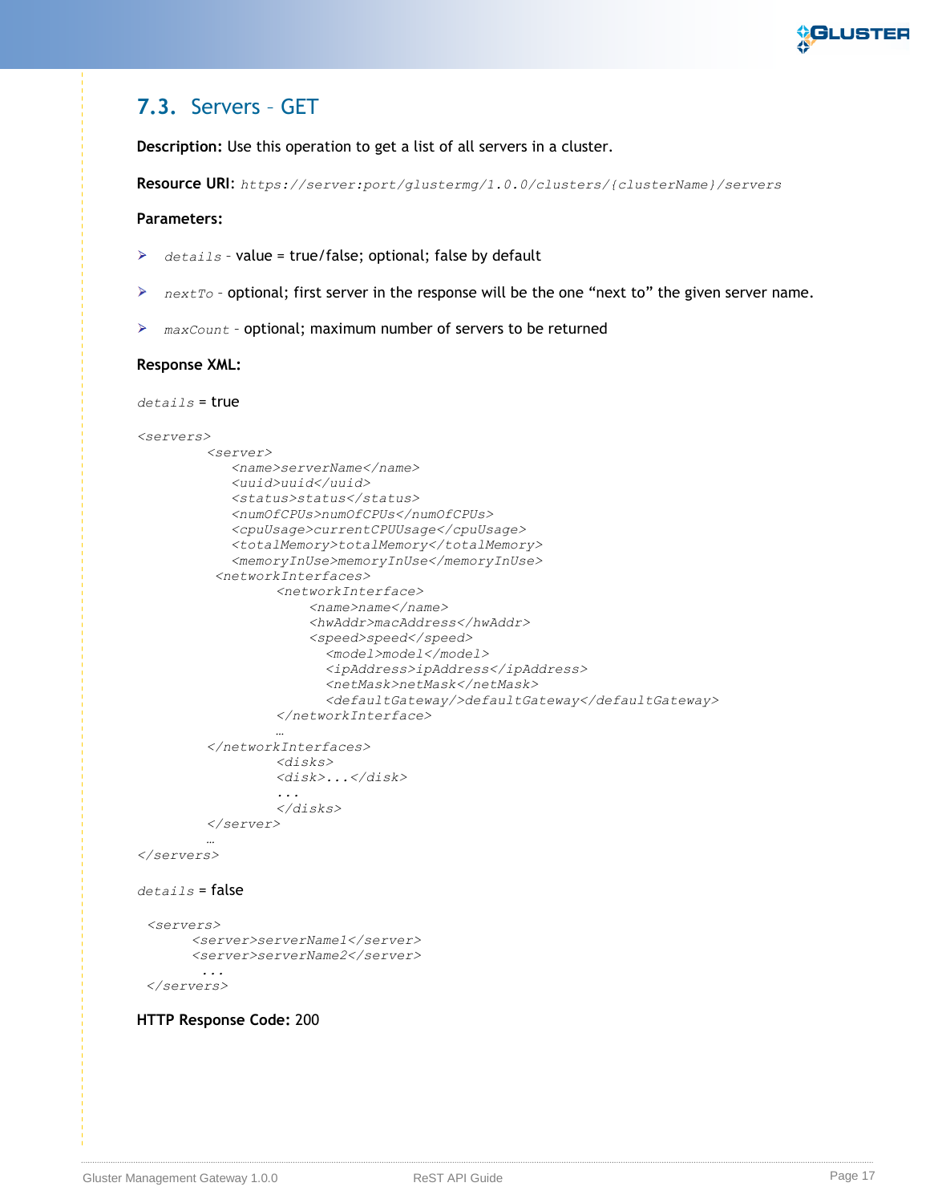## 7.3. Servers – GET

**Description:** Use this operation to get a list of all servers in a cluster.

**Resource URI**: *https://server:port/glustermg/1.0.0/clusters/{clusterName}/servers*

**Parameters:**

- *details* - value = true/false; optional; false by default
- *nextTo* - optional; first server in the response will be the one "next to" the given server name.
- *maxCount* - optional; maximum number of servers to be returned

**Response XML:**

*details* = true

```
<servers>
        <server>
           <name>serverName</name>
           <uuid>uuid</uuid>
           <status>status</status>
           <numOfCPUs>numOfCPUs</numOfCPUs>
           <cpuUsage>currentCPUUsage</cpuUsage>
           <totalMemory>totalMemory</totalMemory>
           <memoryInUse>memoryInUse</memoryInUse>
         <networkInterfaces>
                <networkInterface>
                    <name>name</name>
                    <hwAddr>macAddress</hwAddr>
                    <speed>speed</speed>
                      <model>model</model>
                      <ipAddress>ipAddress</ipAddress>
                      <netMask>netMask</netMask>
                      <defaultGateway/>defaultGateway</defaultGateway>
                </networkInterface>
                …
        </networkInterfaces>
                <disks>
                <disk>...</disk>
                ...
                </disks>
        </server>
        …
</servers>
```

*details* = false

```
 <servers>
      <server>serverName1</server>
      <server>serverName2</server>
       ...
 </servers>
```

**HTTP Response Code:** 200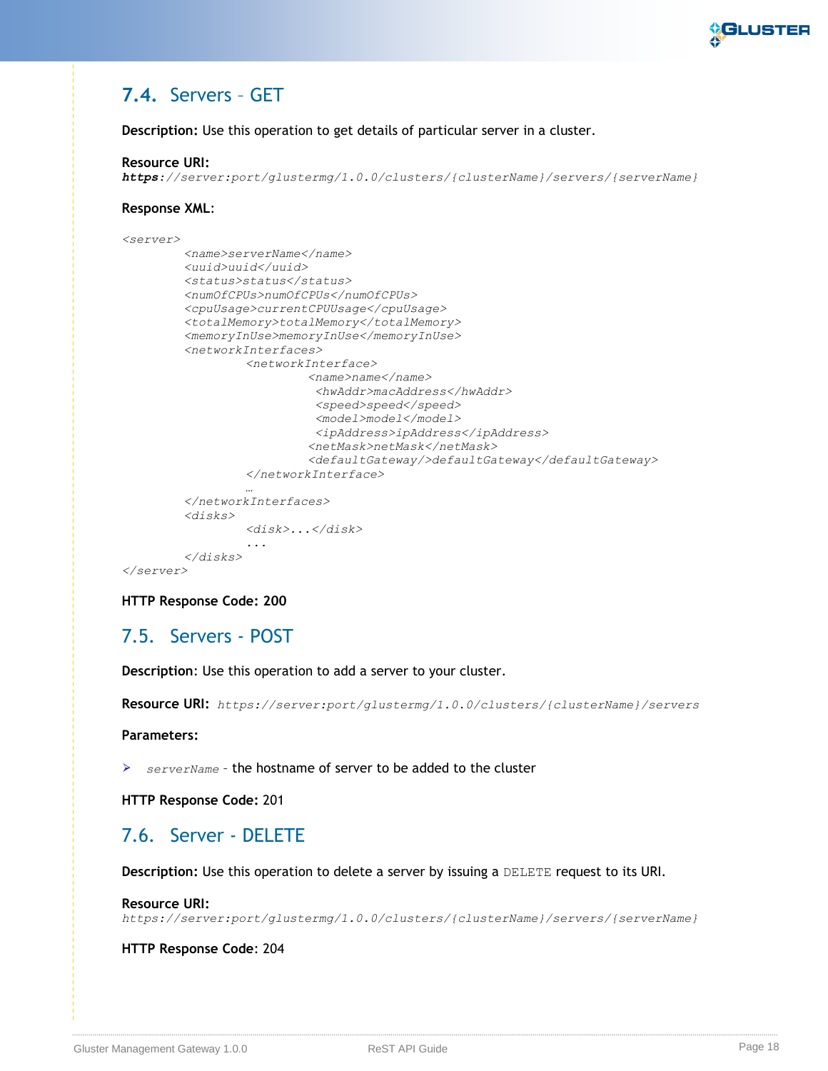## 7.4. Servers – GET

**Description:** Use this operation to get details of particular server in a cluster.

**Resource URI:**
*https://server:port/glustermg/1.0.0/clusters/{clusterName}/servers/{serverName}*

**Response XML:**

```
<server>
        <name>serverName</name>
        <uuid>uuid</uuid>
        <status>status</status>
        <numOfCPUs>numOfCPUs</numOfCPUs>
        <cpuUsage>currentCPUUsage</cpuUsage>
        <totalMemory>totalMemory</totalMemory>
        <memoryInUse>memoryInUse</memoryInUse>
        <networkInterfaces>
                <networkInterface>
                        <name>name</name>
                         <hwAddr>macAddress</hwAddr>
                         <speed>speed</speed>
                         <model>model</model>
                         <ipAddress>ipAddress</ipAddress>
                        <netMask>netMask</netMask>
                        <defaultGateway/>defaultGateway</defaultGateway>
                </networkInterface>
                …
        </networkInterfaces>
        <disks>
                <disk>...</disk>
                ...
        </disks>
</server>
```

**HTTP Response Code: 200**

## 7.5. Servers - POST

**Description**: Use this operation to add a server to your cluster.

**Resource URI:** *https://server:port/glustermg/1.0.0/clusters/{clusterName}/servers*

**Parameters:**

- *serverName* – the hostname of server to be added to the cluster

**HTTP Response Code:** 201

## 7.6. Server - DELETE

**Description:** Use this operation to delete a server by issuing a `DELETE` request to its URI.

**Resource URI:**
*https://server:port/glustermg/1.0.0/clusters/{clusterName}/servers/{serverName}*

**HTTP Response Code**: 204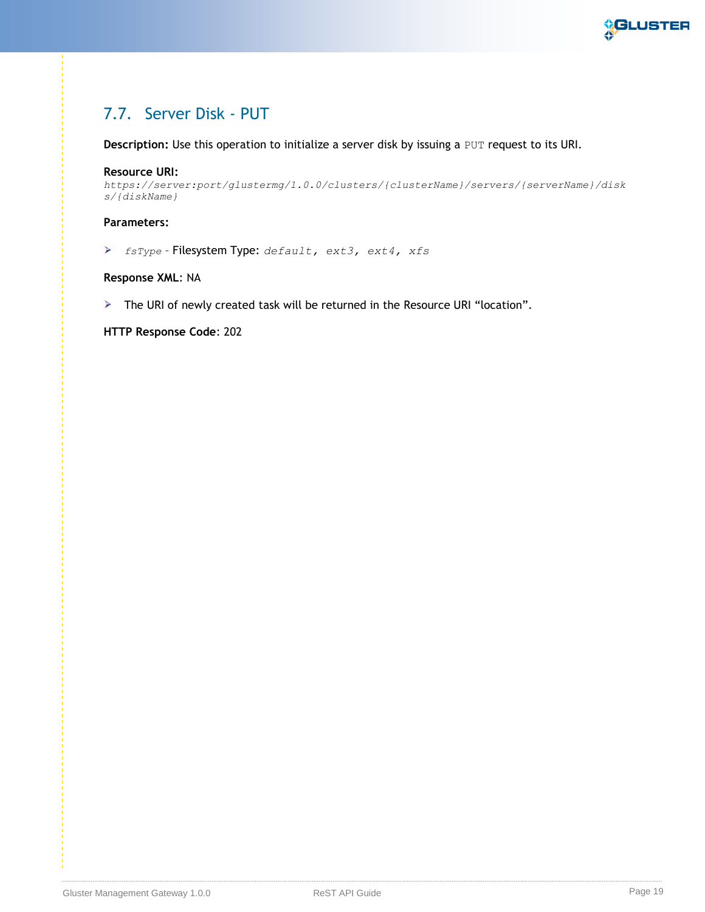## 7.7. Server Disk - PUT

**Description:** Use this operation to initialize a server disk by issuing a `PUT` request to its URI.

**Resource URI:**
*https://server:port/glustermg/1.0.0/clusters/{clusterName}/servers/{serverName}/disks/{diskName}*

**Parameters:**

- *fsType* - Filesystem Type: *default, ext3, ext4, xfs*

**Response XML**: NA

- The URI of newly created task will be returned in the Resource URI "location".

**HTTP Response Code**: 202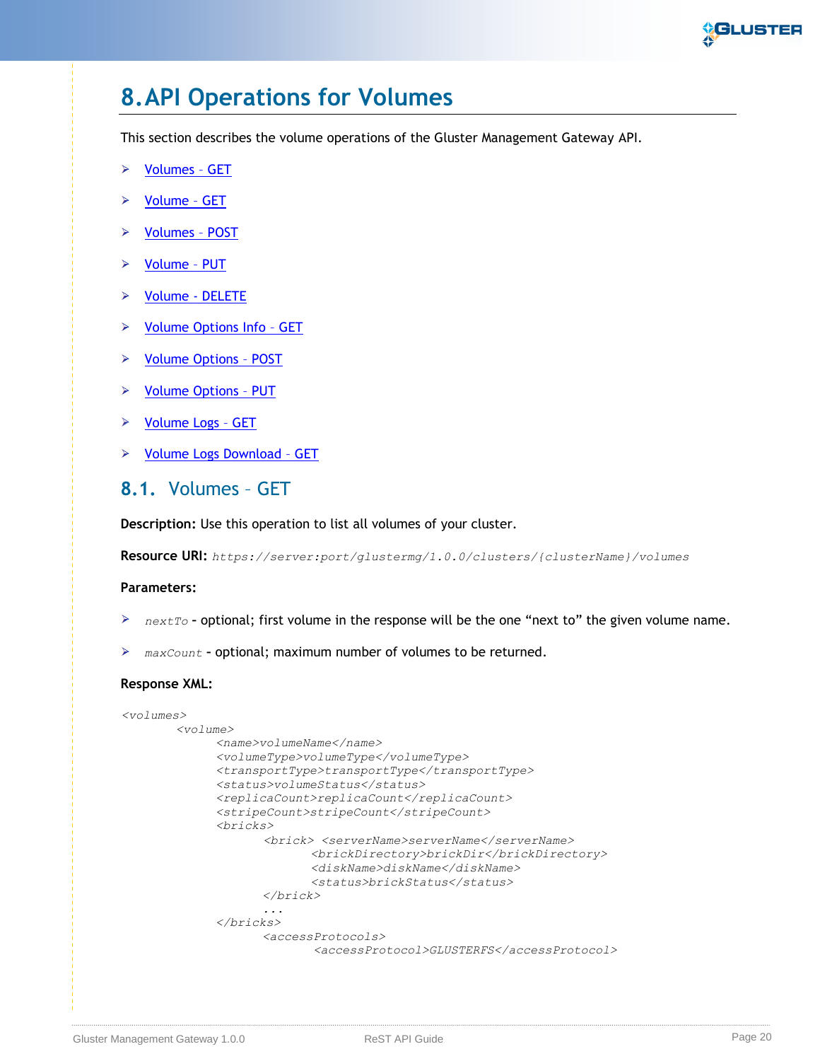# 8. API Operations for Volumes

This section describes the volume operations of the Gluster Management Gateway API.

- Volumes – GET
- Volume – GET
- Volumes – POST
- Volume – PUT
- Volume - DELETE
- Volume Options Info – GET
- Volume Options – POST
- Volume Options – PUT
- Volume Logs – GET
- Volume Logs Download – GET

## 8.1. Volumes – GET

**Description:** Use this operation to list all volumes of your cluster.

**Resource URI:** *https://server:port/glustermg/1.0.0/clusters/{clusterName}/volumes*

**Parameters:**

- *nextTo* **-** optional; first volume in the response will be the one "next to" the given volume name.
- *maxCount* **-** optional; maximum number of volumes to be returned.

**Response XML:**

```
<volumes>
        <volume>
              <name>volumeName</name>
              <volumeType>volumeType</volumeType>
              <transportType>transportType</transportType>
              <status>volumeStatus</status>
              <replicaCount>replicaCount</replicaCount>
              <stripeCount>stripeCount</stripeCount>
              <bricks>
                     <brick> <serverName>serverName</serverName>
                            <brickDirectory>brickDir</brickDirectory>
                            <diskName>diskName</diskName>
                            <status>brickStatus</status>
                     </brick>
                     ...
              </bricks>
                     <accessProtocols>
                             <accessProtocol>GLUSTERFS</accessProtocol>
```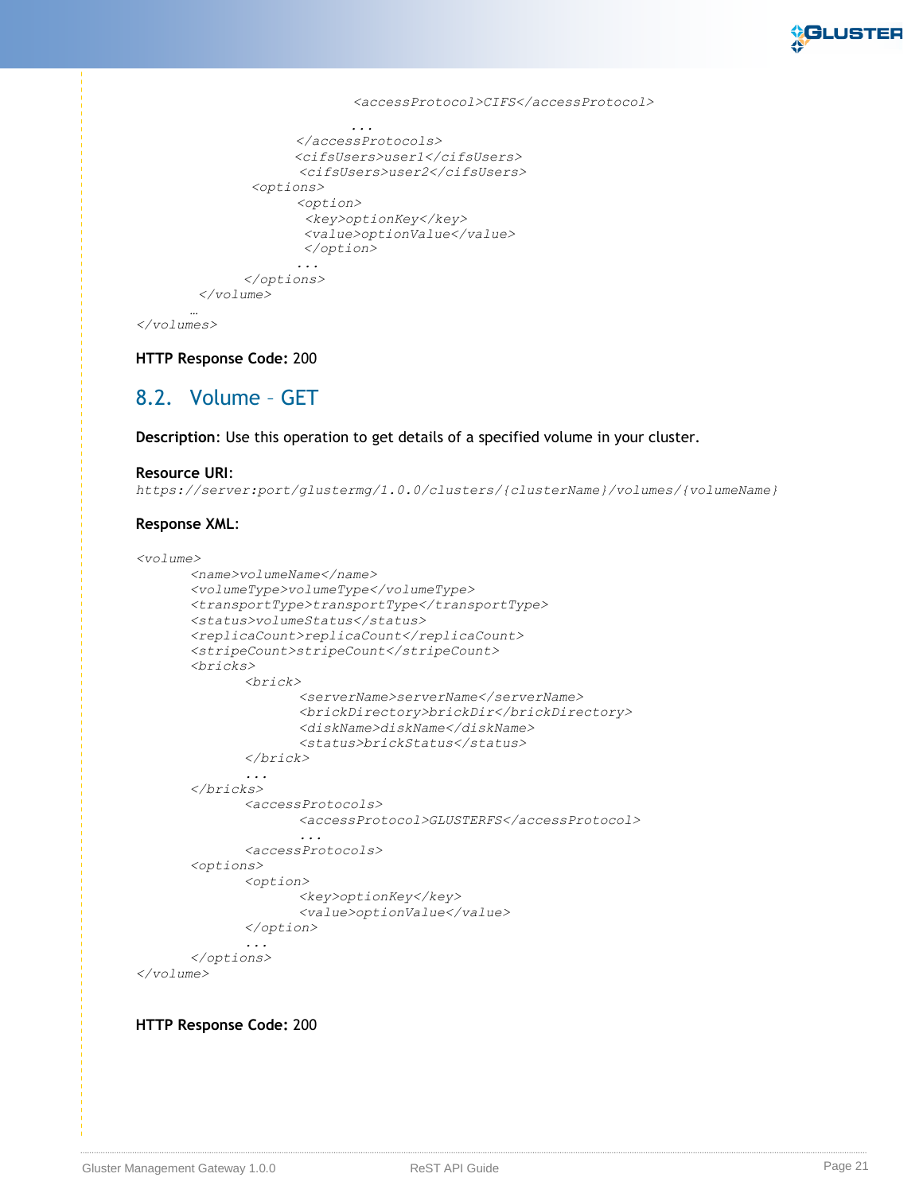```
                    <accessProtocol>CIFS</accessProtocol>
                    ...
               </accessProtocols>
               <cifsUsers>user1</cifsUsers>
               <cifsUsers>user2</cifsUsers>
          <options>
               <option>
                <key>optionKey</key>
                <value>optionValue</value>
                </option>
               ...
          </options>
     </volume>
     …
</volumes>
```

**HTTP Response Code:** 200

## 8.2. Volume – GET

**Description**: Use this operation to get details of a specified volume in your cluster.

**Resource URI**:
*https://server:port/glustermg/1.0.0/clusters/{clusterName}/volumes/{volumeName}*

**Response XML**:

```
<volume>
        <name>volumeName</name>
        <volumeType>volumeType</volumeType>
        <transportType>transportType</transportType>
        <status>volumeStatus</status>
        <replicaCount>replicaCount</replicaCount>
        <stripeCount>stripeCount</stripeCount>
        <bricks>
                <brick>
                        <serverName>serverName</serverName>
                        <brickDirectory>brickDir</brickDirectory>
                        <diskName>diskName</diskName>
                        <status>brickStatus</status>
                </brick>
                ...
        </bricks>
                <accessProtocols>
                        <accessProtocol>GLUSTERFS</accessProtocol>
                        ...
                <accessProtocols>
        <options>
                <option>
                        <key>optionKey</key>
                        <value>optionValue</value>
                </option>
                ...
        </options>
</volume>
```

**HTTP Response Code:** 200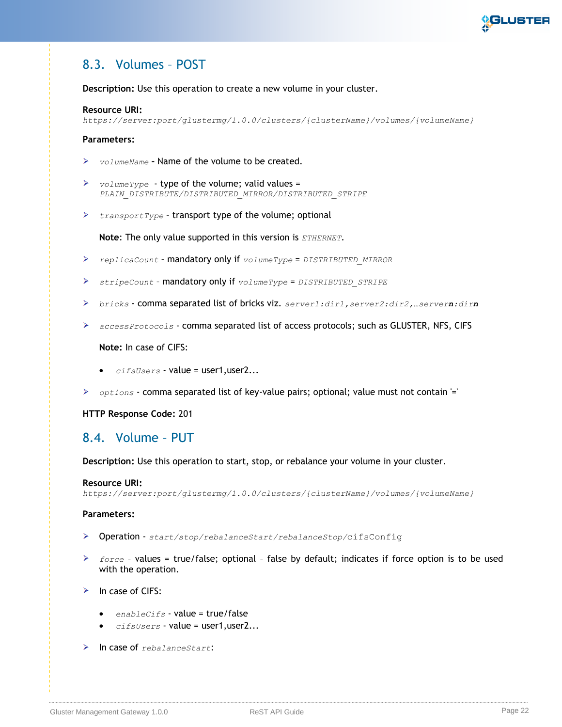## 8.3. Volumes – POST

**Description:** Use this operation to create a new volume in your cluster.

**Resource URI:**
*https://server:port/glustermg/1.0.0/clusters/{clusterName}/volumes/{volumeName}*

**Parameters:**

- *volumeName* - Name of the volume to be created.
- *volumeType* - type of the volume; valid values = *PLAIN_DISTRIBUTE/DISTRIBUTED_MIRROR/DISTRIBUTED_STRIPE*
- *transportType* - transport type of the volume; optional

  **Note**: The only value supported in this version is *ETHERNET*.

- *replicaCount* - mandatory only if *volumeType* = *DISTRIBUTED_MIRROR*
- *stripeCount* - mandatory only if *volumeType* = *DISTRIBUTED_STRIPE*
- *bricks* - comma separated list of bricks viz. *server1:dir1,server2:dir2,…server**n**:dir**n***
- *accessProtocols* - comma separated list of access protocols; such as GLUSTER, NFS, CIFS

  **Note:** In case of CIFS:

  - *cifsUsers* - value = user1,user2...

- *options* - comma separated list of key-value pairs; optional; value must not contain '='

**HTTP Response Code:** 201

## 8.4. Volume – PUT

**Description:** Use this operation to start, stop, or rebalance your volume in your cluster.

**Resource URI:**
*https://server:port/glustermg/1.0.0/clusters/{clusterName}/volumes/{volumeName}*

**Parameters:**

- Operation - *start/stop/rebalanceStart/rebalanceStop/*cifsConfig
- *force* – values = true/false; optional – false by default; indicates if force option is to be used with the operation.
- In case of CIFS:
  - *enableCifs* - value = true/false
  - *cifsUsers* - value = user1,user2...
- In case of *rebalanceStart*: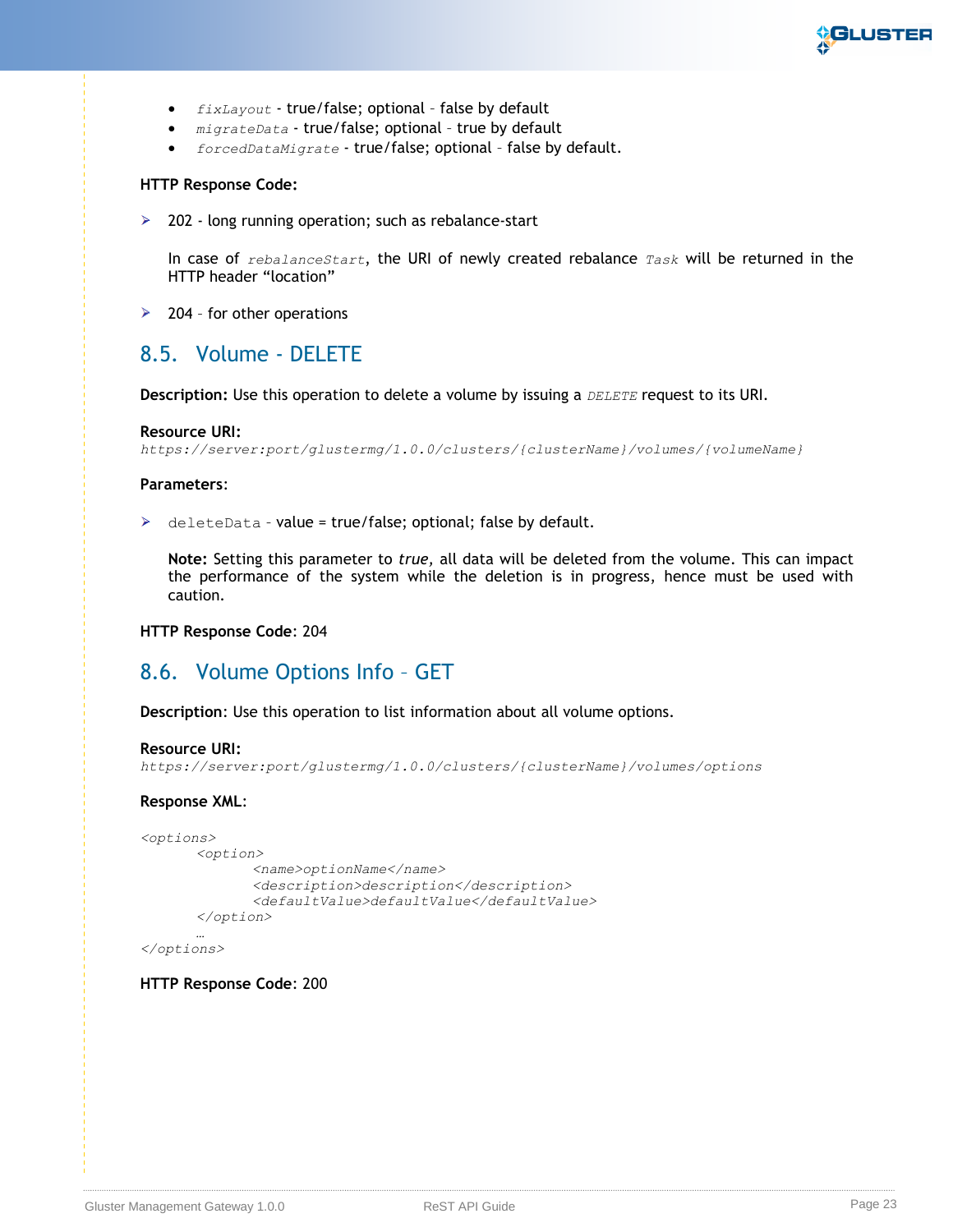- *fixLayout* - true/false; optional – false by default
- *migrateData* - true/false; optional – true by default
- *forcedDataMigrate* - true/false; optional – false by default.

**HTTP Response Code:**

- 202 - long running operation; such as rebalance-start

  In case of *rebalanceStart*, the URI of newly created rebalance *Task* will be returned in the HTTP header "location"

- 204 – for other operations

## 8.5. Volume - DELETE

**Description:** Use this operation to delete a volume by issuing a *DELETE* request to its URI.

**Resource URI:**
*https://server:port/glustermg/1.0.0/clusters/{clusterName}/volumes/{volumeName}*

**Parameters**:

- `deleteData` – value = true/false; optional; false by default.

  **Note:** Setting this parameter to *true*, all data will be deleted from the volume. This can impact the performance of the system while the deletion is in progress, hence must be used with caution.

**HTTP Response Code**: 204

## 8.6. Volume Options Info – GET

**Description**: Use this operation to list information about all volume options.

**Resource URI:**
*https://server:port/glustermg/1.0.0/clusters/{clusterName}/volumes/options*

**Response XML**:

```
<options>
        <option>
                <name>optionName</name>
                <description>description</description>
                <defaultValue>defaultValue</defaultValue>
        </option>
        …
</options>
```

**HTTP Response Code**: 200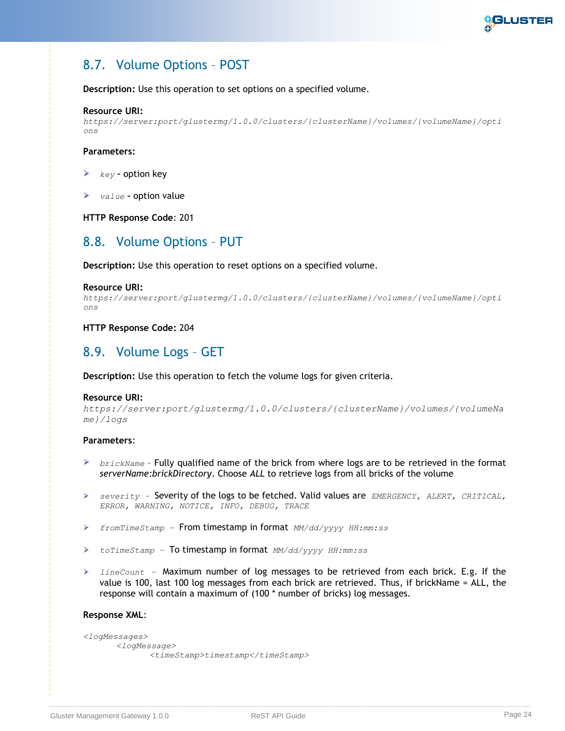## 8.7. Volume Options – POST

**Description:** Use this operation to set options on a specified volume.

**Resource URI:**
*https://server:port/glustermg/1.0.0/clusters/{clusterName}/volumes/{volumeName}/options*

**Parameters:**

- *key* - option key
- *value* - option value

**HTTP Response Code**: 201

## 8.8. Volume Options – PUT

**Description:** Use this operation to reset options on a specified volume.

**Resource URI:**
*https://server:port/glustermg/1.0.0/clusters/{clusterName}/volumes/{volumeName}/options*

**HTTP Response Code:** 204

## 8.9. Volume Logs – GET

**Description:** Use this operation to fetch the volume logs for given criteria.

**Resource URI:**
*https://server:port/glustermg/1.0.0/clusters/{clusterName}/volumes/{volumeName}/logs*

**Parameters**:

- *brickName* - Fully qualified name of the brick from where logs are to be retrieved in the format *serverName:brickDirectory*. Choose *ALL* to retrieve logs from all bricks of the volume
- *severity* – Severity of the logs to be fetched. Valid values are *EMERGENCY, ALERT, CRITICAL, ERROR, WARNING, NOTICE, INFO, DEBUG, TRACE*
- *fromTimeStamp* – From timestamp in format *MM/dd/yyyy HH:mm:ss*
- *toTimeStamp* – To timestamp in format *MM/dd/yyyy HH:mm:ss*
- *lineCount* – Maximum number of log messages to be retrieved from each brick. E.g. If the value is 100, last 100 log messages from each brick are retrieved. Thus, if brickName = ALL, the response will contain a maximum of (100 * number of bricks) log messages.

**Response XML**:

```
<logMessages>
        <logMessage>
                <timeStamp>timestamp</timeStamp>
```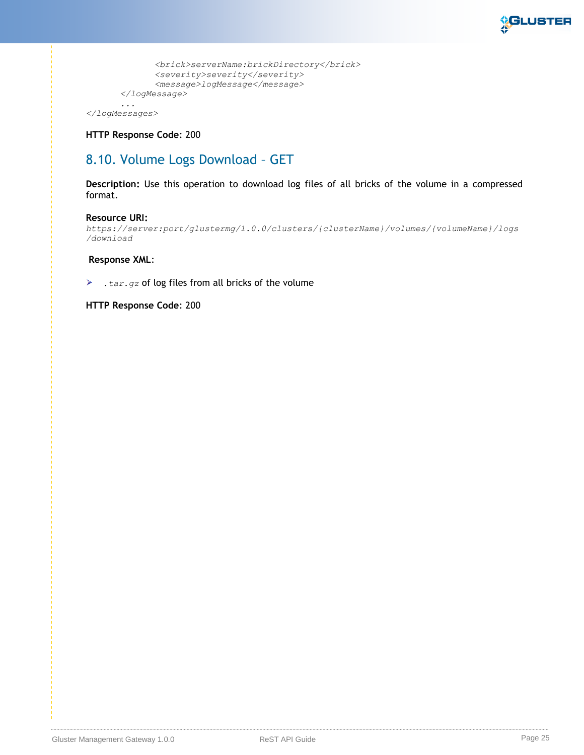```
            <brick>serverName:brickDirectory</brick>
            <severity>severity</severity>
            <message>logMessage</message>
      </logMessage>
      ...
</logMessages>
```

**HTTP Response Code**: 200

## 8.10. Volume Logs Download – GET

**Description:** Use this operation to download log files of all bricks of the volume in a compressed format.

**Resource URI:**
*https://server:port/glustermg/1.0.0/clusters/{clusterName}/volumes/{volumeName}/logs/download*

**Response XML**:

- *.tar.gz* of log files from all bricks of the volume

**HTTP Response Code**: 200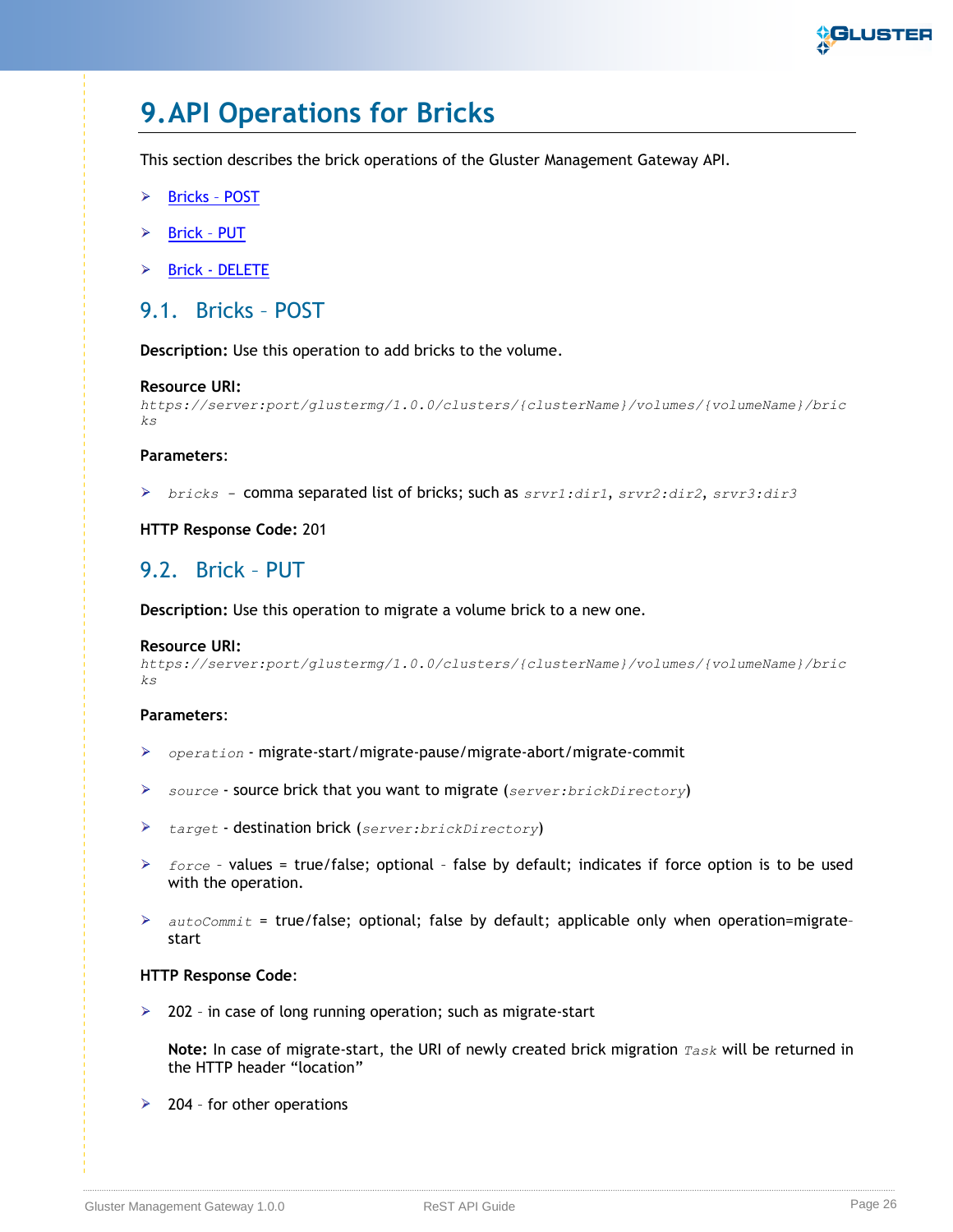# 9. API Operations for Bricks

This section describes the brick operations of the Gluster Management Gateway API.

- Bricks – POST
- Brick – PUT
- Brick - DELETE

## 9.1. Bricks – POST

**Description:** Use this operation to add bricks to the volume.

**Resource URI:**
*https://server:port/glustermg/1.0.0/clusters/{clusterName}/volumes/{volumeName}/bricks*

**Parameters**:

- *bricks* – comma separated list of bricks; such as *srvr1:dir1*, *srvr2:dir2*, *srvr3:dir3*

**HTTP Response Code:** 201

## 9.2. Brick – PUT

**Description:** Use this operation to migrate a volume brick to a new one.

**Resource URI:**
*https://server:port/glustermg/1.0.0/clusters/{clusterName}/volumes/{volumeName}/bricks*

**Parameters**:

- *operation* - migrate-start/migrate-pause/migrate-abort/migrate-commit
- *source* - source brick that you want to migrate (*server:brickDirectory*)
- *target* - destination brick (*server:brickDirectory*)
- *force* – values = true/false; optional – false by default; indicates if force option is to be used with the operation.
- *autoCommit* = true/false; optional; false by default; applicable only when operation=migrate-start

**HTTP Response Code**:

- 202 – in case of long running operation; such as migrate-start

  **Note:** In case of migrate-start, the URI of newly created brick migration *Task* will be returned in the HTTP header "location"

- 204 – for other operations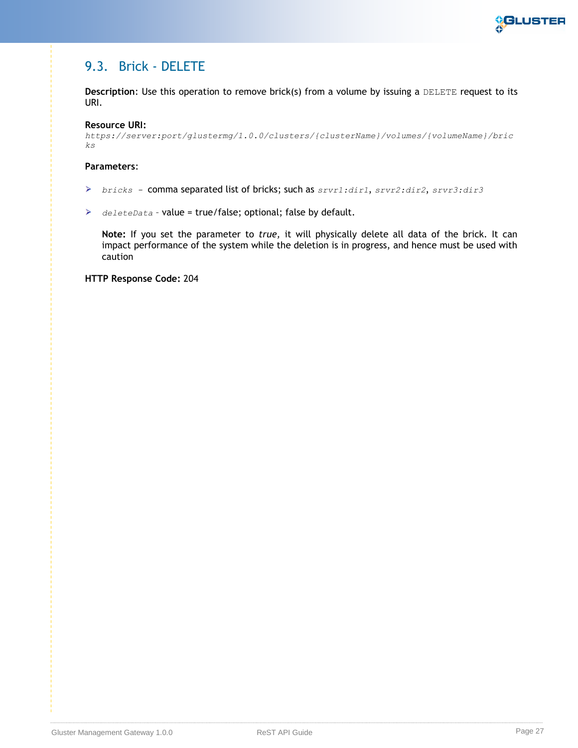## 9.3. Brick - DELETE

**Description**: Use this operation to remove brick(s) from a volume by issuing a `DELETE` request to its URI.

**Resource URI:**
*https://server:port/glustermg/1.0.0/clusters/{clusterName}/volumes/{volumeName}/bricks*

**Parameters**:

- *bricks* – comma separated list of bricks; such as *srvr1:dir1*, *srvr2:dir2*, *srvr3:dir3*

- *deleteData* - value = true/false; optional; false by default.

  **Note:** If you set the parameter to ***true***, it will physically delete all data of the brick. It can impact performance of the system while the deletion is in progress, and hence must be used with caution

**HTTP Response Code:** 204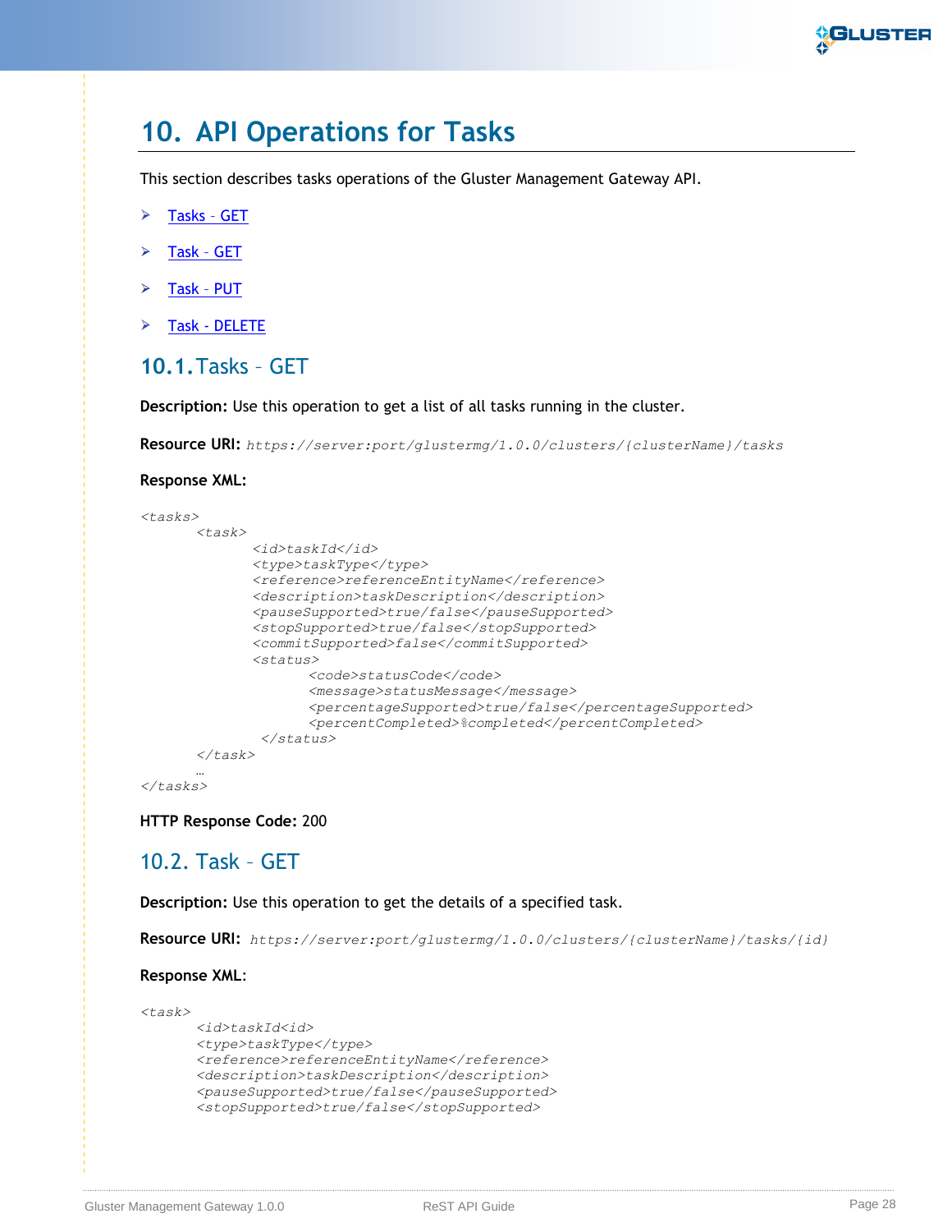# 10. API Operations for Tasks

This section describes tasks operations of the Gluster Management Gateway API.

- Tasks – GET
- Task – GET
- Task – PUT
- Task - DELETE

## 10.1. Tasks – GET

**Description:** Use this operation to get a list of all tasks running in the cluster.

**Resource URI:** *https://server:port/glustermg/1.0.0/clusters/{clusterName}/tasks*

**Response XML:**

```
<tasks>
        <task>
                <id>taskId</id>
                <type>taskType</type>
                <reference>referenceEntityName</reference>
                <description>taskDescription</description>
                <pauseSupported>true/false</pauseSupported>
                <stopSupported>true/false</stopSupported>
                <commitSupported>false</commitSupported>
                <status>
                        <code>statusCode</code>
                        <message>statusMessage</message>
                        <percentageSupported>true/false</percentageSupported>
                        <percentCompleted>%completed</percentCompleted>
                 </status>
        </task>
        …
</tasks>
```

**HTTP Response Code:** 200

## 10.2. Task – GET

**Description:** Use this operation to get the details of a specified task.

**Resource URI:** *https://server:port/glustermg/1.0.0/clusters/{clusterName}/tasks/{id}*

**Response XML:**

```
<task>
        <id>taskId<id>
        <type>taskType</type>
        <reference>referenceEntityName</reference>
        <description>taskDescription</description>
        <pauseSupported>true/false</pauseSupported>
        <stopSupported>true/false</stopSupported>
```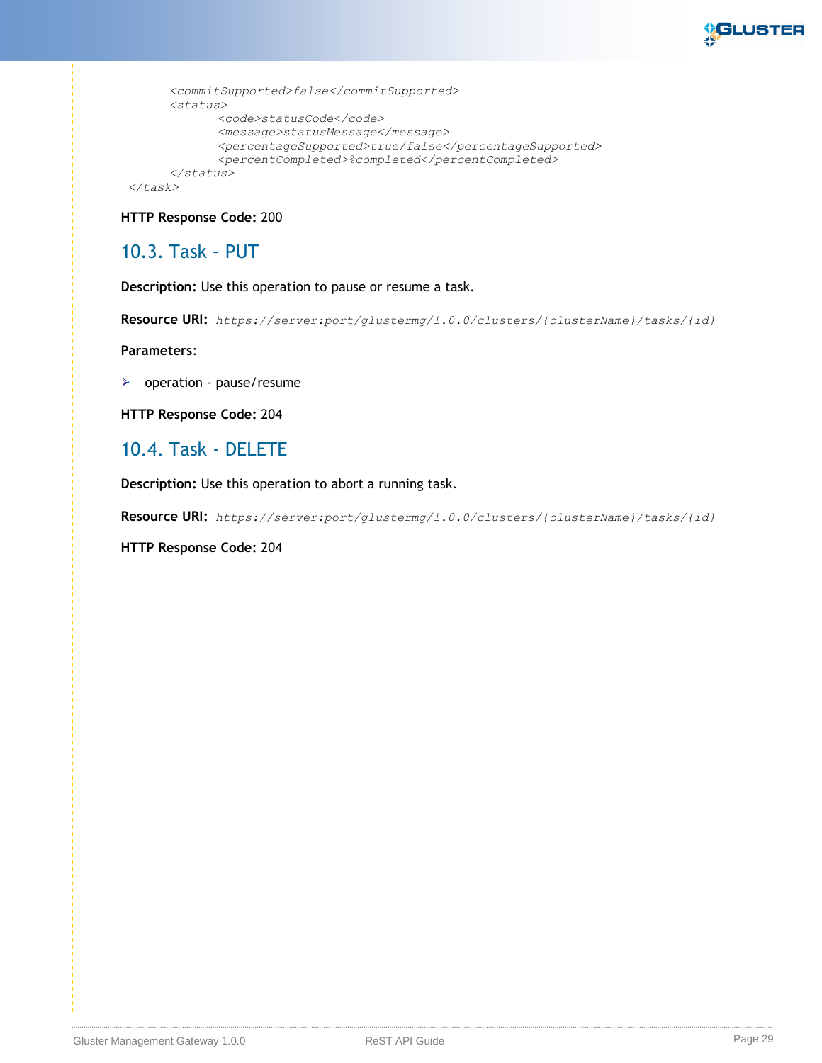```
        <commitSupported>false</commitSupported>
        <status>
                <code>statusCode</code>
                <message>statusMessage</message>
                <percentageSupported>true/false</percentageSupported>
                <percentCompleted>%completed</percentCompleted>
        </status>
</task>
```

**HTTP Response Code:** 200

## 10.3. Task – PUT

**Description:** Use this operation to pause or resume a task.

**Resource URI:** *https://server:port/glustermg/1.0.0/clusters/{clusterName}/tasks/{id}*

**Parameters**:

- operation - pause/resume

**HTTP Response Code:** 204

## 10.4. Task - DELETE

**Description:** Use this operation to abort a running task.

**Resource URI:** *https://server:port/glustermg/1.0.0/clusters/{clusterName}/tasks/{id}*

**HTTP Response Code:** 204